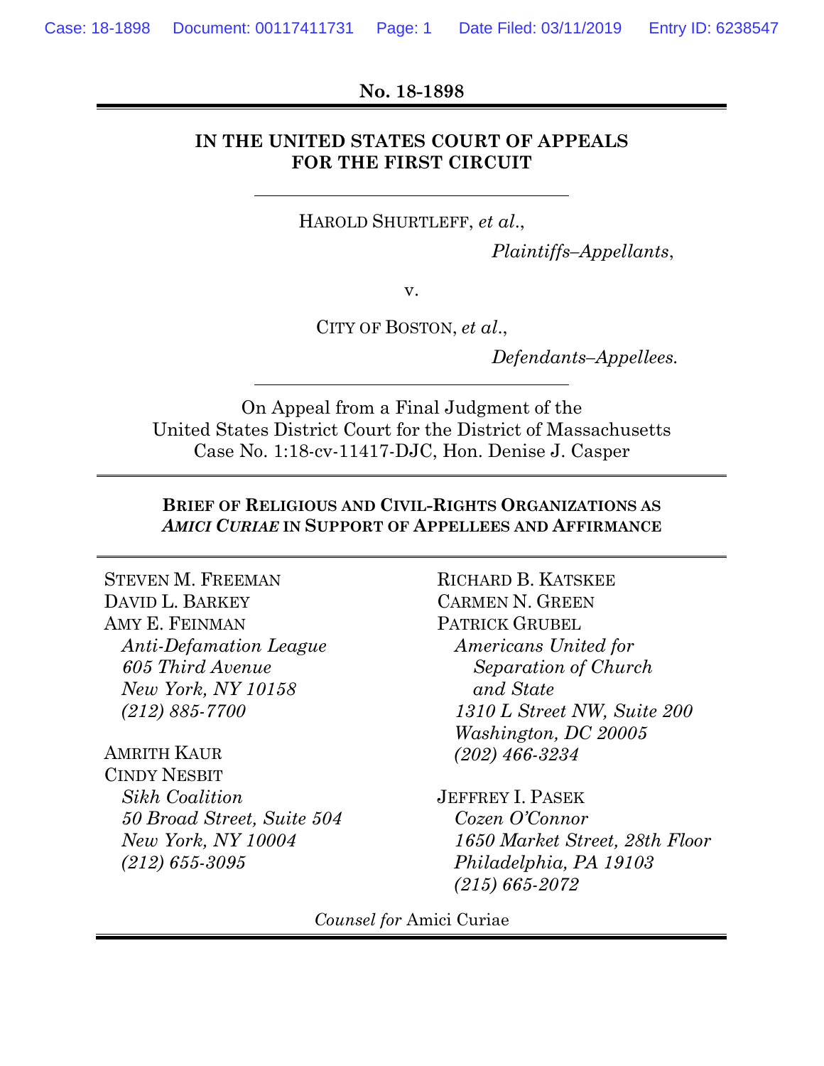**No. 18-1898**

**IN THE UNITED STATES COURT OF APPEALS FOR THE FIRST CIRCUIT**

---

HAROLD SHURTLEFF, *et al.*,

*Plaintiffs–Appellants*,

v.

CITY OF BOSTON, *et al.*,

*Defendants–Appellees.*

---

On Appeal from a Final Judgment of the United States District Court for the District of Massachusetts
Case No. 1:18-cv-11417-DJC, Hon. Denise J. Casper

---

**BRIEF OF RELIGIOUS AND CIVIL-RIGHTS ORGANIZATIONS AS *AMICI CURIAE* IN SUPPORT OF APPELLEES AND AFFIRMANCE**

---

STEVEN M. FREEMAN
DAVID L. BARKEY
AMY E. FEINMAN
*Anti-Defamation League*
*605 Third Avenue*
*New York, NY 10158*
*(212) 885-7700*

AMRITH KAUR
CINDY NESBIT
*Sikh Coalition*
*50 Broad Street, Suite 504*
*New York, NY 10004*
*(212) 655-3095*

RICHARD B. KATSKEE
CARMEN N. GREEN
PATRICK GRUBEL
*Americans United for Separation of Church and State*
*1310 L Street NW, Suite 200*
*Washington, DC 20005*
*(202) 466-3234*

JEFFREY I. PASEK
*Cozen O'Connor*
*1650 Market Street, 28th Floor*
*Philadelphia, PA 19103*
*(215) 665-2072*

*Counsel for* Amici Curiae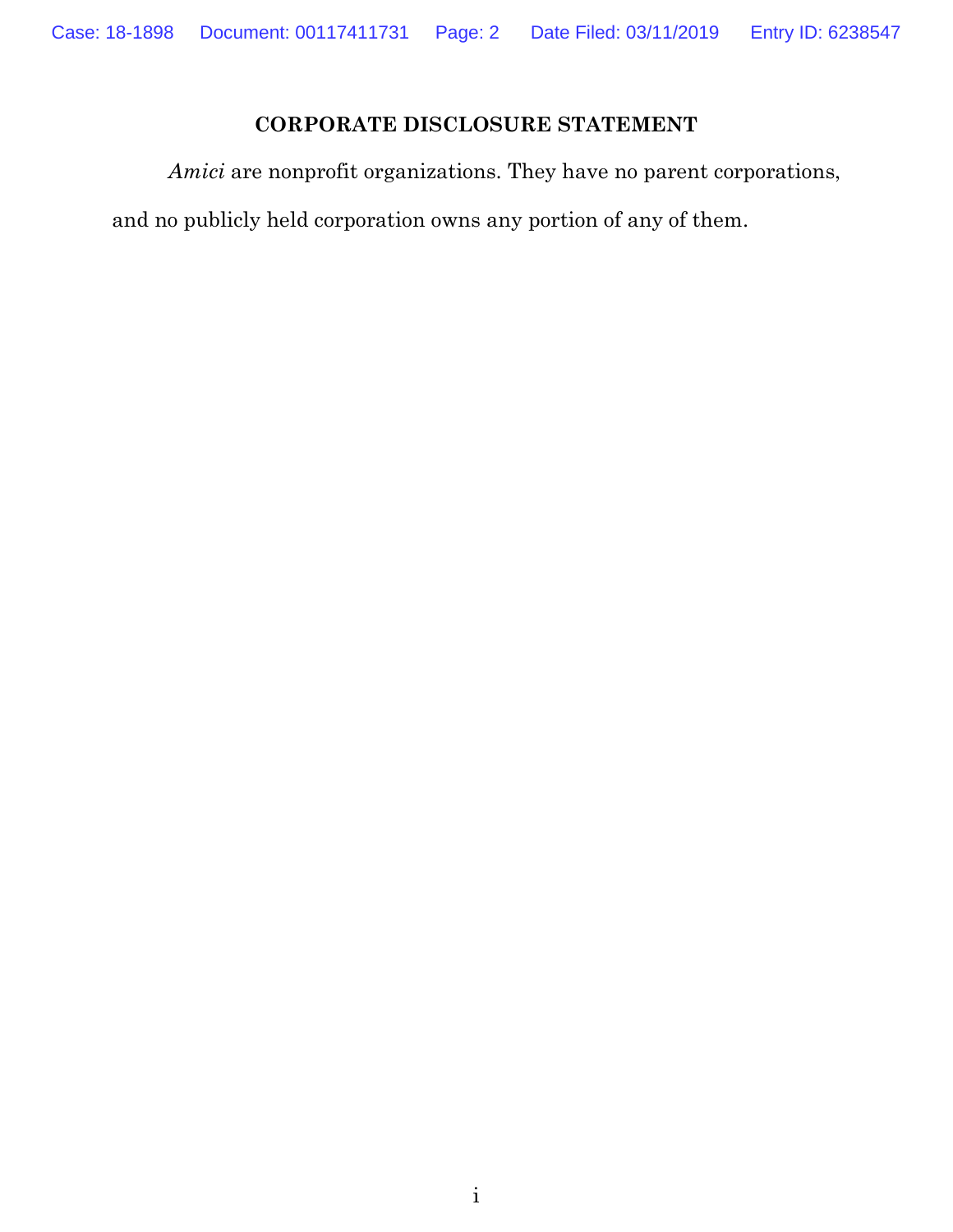## CORPORATE DISCLOSURE STATEMENT

*Amici* are nonprofit organizations. They have no parent corporations, and no publicly held corporation owns any portion of any of them.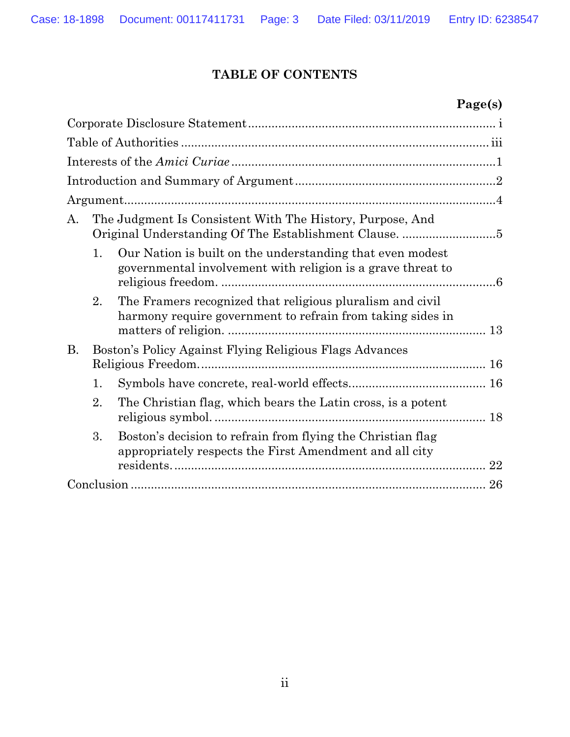# TABLE OF CONTENTS

**Page(s)**

Corporate Disclosure Statement ........................................................................ i

Table of Authorities .......................................................................................... iii

Interests of the *Amici Curiae* .............................................................................1

Introduction and Summary of Argument ...........................................................2

Argument.............................................................................................................4

A. The Judgment Is Consistent With The History, Purpose, And Original Understanding Of The Establishment Clause. ............................5

   1. Our Nation is built on the understanding that even modest governmental involvement with religion is a grave threat to religious freedom. ...............................................................................6

   2. The Framers recognized that religious pluralism and civil harmony require government to refrain from taking sides in matters of religion. ........................................................................... 13

B. Boston's Policy Against Flying Religious Flags Advances Religious Freedom.................................................................................... 16

   1. Symbols have concrete, real-world effects........................................ 16

   2. The Christian flag, which bears the Latin cross, is a potent religious symbol. ............................................................................... 18

   3. Boston's decision to refrain from flying the Christian flag appropriately respects the First Amendment and all city residents. ......................................................................................... 22

Conclusion ....................................................................................................... 26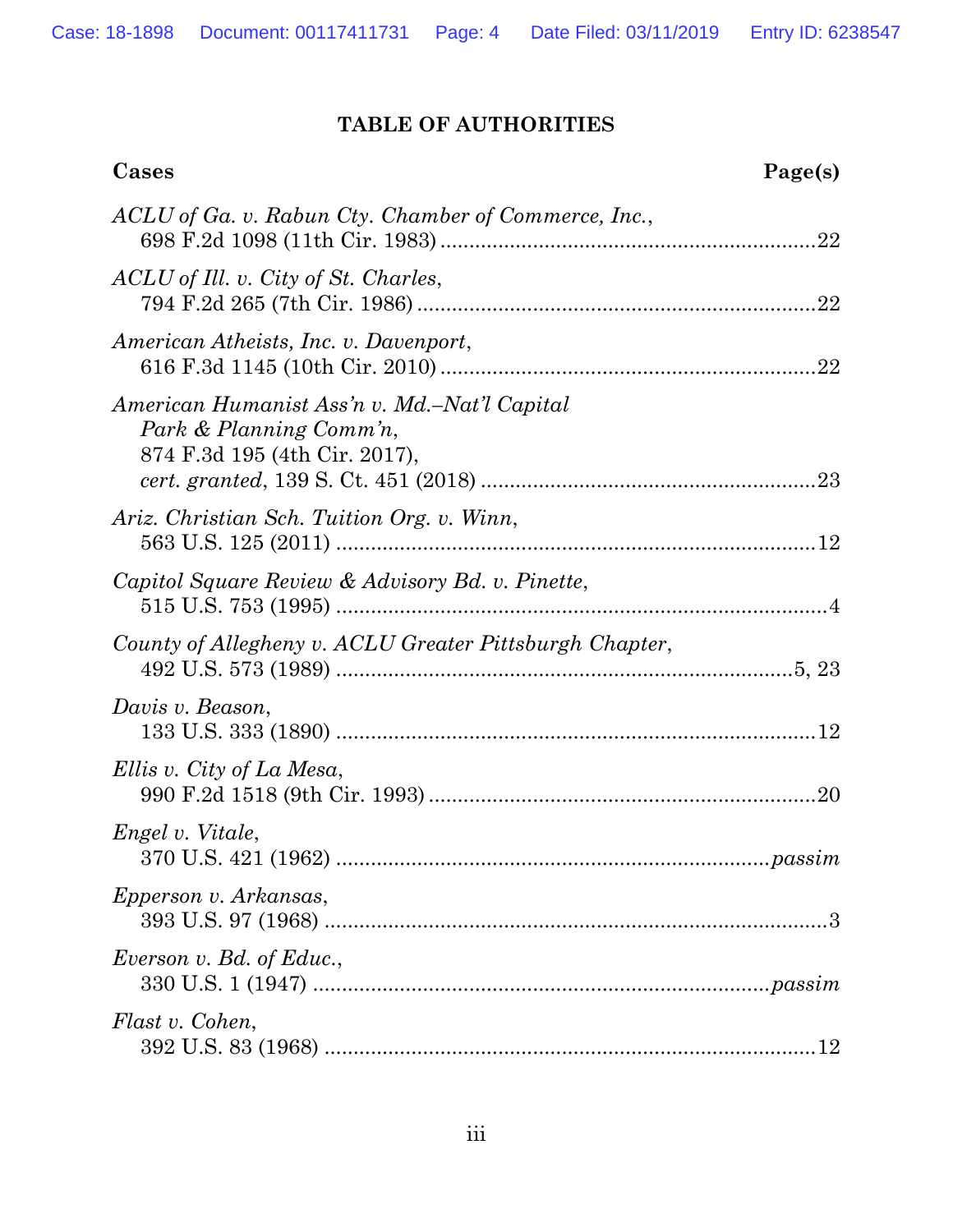# TABLE OF AUTHORITIES

**Cases** **Page(s)**

*ACLU of Ga. v. Rabun Cty. Chamber of Commerce, Inc.*,
698 F.2d 1098 (11th Cir. 1983) ....................................................22

*ACLU of Ill. v. City of St. Charles*,
794 F.2d 265 (7th Cir. 1986) ........................................................22

*American Atheists, Inc. v. Davenport*,
616 F.3d 1145 (10th Cir. 2010) ....................................................22

*American Humanist Ass'n v. Md.–Nat'l Capital Park & Planning Comm'n*,
874 F.3d 195 (4th Cir. 2017),
*cert. granted*, 139 S. Ct. 451 (2018) ..........................................23

*Ariz. Christian Sch. Tuition Org. v. Winn*,
563 U.S. 125 (2011) ......................................................................12

*Capitol Square Review & Advisory Bd. v. Pinette*,
515 U.S. 753 (1995) ........................................................................4

*County of Allegheny v. ACLU Greater Pittsburgh Chapter*,
492 U.S. 573 (1989) ...............................................................5, 23

*Davis v. Beason*,
133 U.S. 333 (1890) ......................................................................12

*Ellis v. City of La Mesa*,
990 F.2d 1518 (9th Cir. 1993) ......................................................20

*Engel v. Vitale*,
370 U.S. 421 (1962) .............................................................*passim*

*Epperson v. Arkansas*,
393 U.S. 97 (1968) ..........................................................................3

*Everson v. Bd. of Educ.*,
330 U.S. 1 (1947) .................................................................*passim*

*Flast v. Cohen*,
392 U.S. 83 (1968) ........................................................................12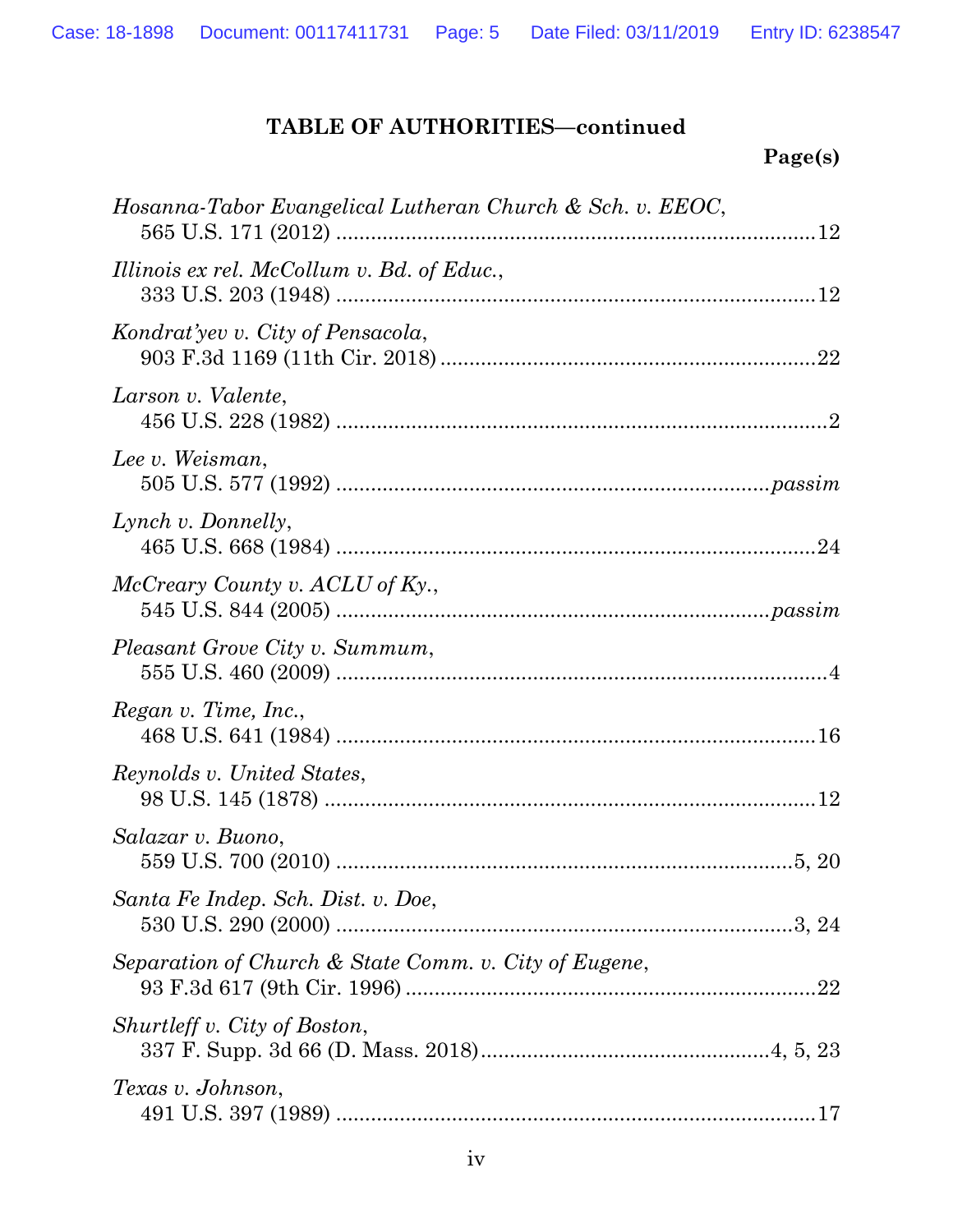## TABLE OF AUTHORITIES—continued

**Page(s)**

*Hosanna-Tabor Evangelical Lutheran Church & Sch. v. EEOC*,
565 U.S. 171 (2012) ....................................................................................12

*Illinois ex rel. McCollum v. Bd. of Educ.*,
333 U.S. 203 (1948) ....................................................................................12

*Kondrat'yev v. City of Pensacola*,
903 F.3d 1169 (11th Cir. 2018) ..................................................................22

*Larson v. Valente*,
456 U.S. 228 (1982) ......................................................................................2

*Lee v. Weisman*,
505 U.S. 577 (1992) ...........................................................................*passim*

*Lynch v. Donnelly*,
465 U.S. 668 (1984) ....................................................................................24

*McCreary County v. ACLU of Ky.*,
545 U.S. 844 (2005) ...........................................................................*passim*

*Pleasant Grove City v. Summum*,
555 U.S. 460 (2009) ......................................................................................4

*Regan v. Time, Inc.*,
468 U.S. 641 (1984) ....................................................................................16

*Reynolds v. United States*,
98 U.S. 145 (1878) ......................................................................................12

*Salazar v. Buono*,
559 U.S. 700 (2010) ..................................................................................5, 20

*Santa Fe Indep. Sch. Dist. v. Doe*,
530 U.S. 290 (2000) ................................................................................3, 24

*Separation of Church & State Comm. v. City of Eugene*,
93 F.3d 617 (9th Cir. 1996) ..........................................................................22

*Shurtleff v. City of Boston*,
337 F. Supp. 3d 66 (D. Mass. 2018)..................................................4, 5, 23

*Texas v. Johnson*,
491 U.S. 397 (1989) ....................................................................................17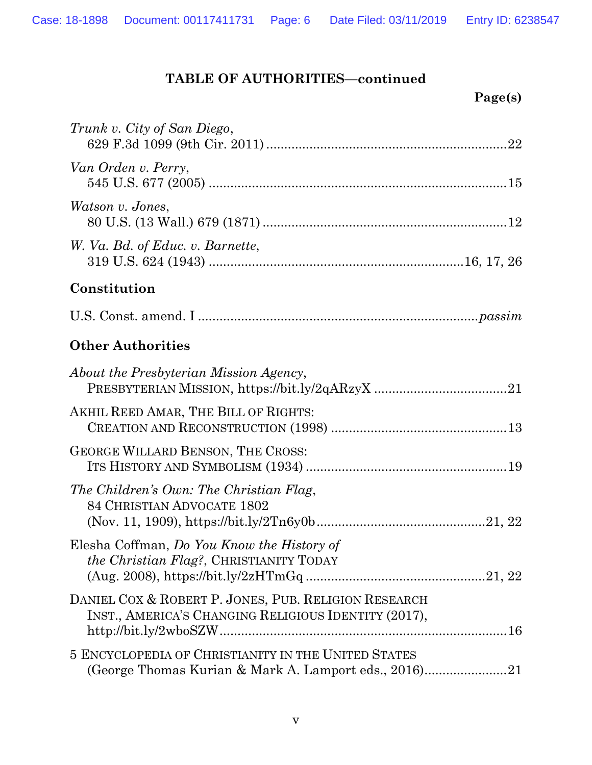## TABLE OF AUTHORITIES—continued

**Page(s)**

*Trunk v. City of San Diego*,
629 F.3d 1099 (9th Cir. 2011) ....................................................................22

*Van Orden v. Perry*,
545 U.S. 677 (2005) ....................................................................................15

*Watson v. Jones*,
80 U.S. (13 Wall.) 679 (1871) .....................................................................12

*W. Va. Bd. of Educ. v. Barnette*,
319 U.S. 624 (1943) .......................................................................16, 17, 26

### Constitution

U.S. Const. amend. I ...............................................................................*passim*

### Other Authorities

*About the Presbyterian Mission Agency*,
PRESBYTERIAN MISSION, https://bit.ly/2qARzyX .....................................21

AKHIL REED AMAR, THE BILL OF RIGHTS:
CREATION AND RECONSTRUCTION (1998) ..................................................13

GEORGE WILLARD BENSON, THE CROSS:
ITS HISTORY AND SYMBOLISM (1934) ........................................................19

*The Children's Own: The Christian Flag*,
84 CHRISTIAN ADVOCATE 1802
(Nov. 11, 1909), https://bit.ly/2Tn6y0b ................................................21, 22

Elesha Coffman, *Do You Know the History of the Christian Flag?*, CHRISTIANITY TODAY
(Aug. 2008), https://bit.ly/2zHTmGq ..................................................21, 22

DANIEL COX & ROBERT P. JONES, PUB. RELIGION RESEARCH INST., AMERICA'S CHANGING RELIGIOUS IDENTITY (2017),
http://bit.ly/2wboSZW ..................................................................................16

5 ENCYCLOPEDIA OF CHRISTIANITY IN THE UNITED STATES
(George Thomas Kurian & Mark A. Lamport eds., 2016).........................21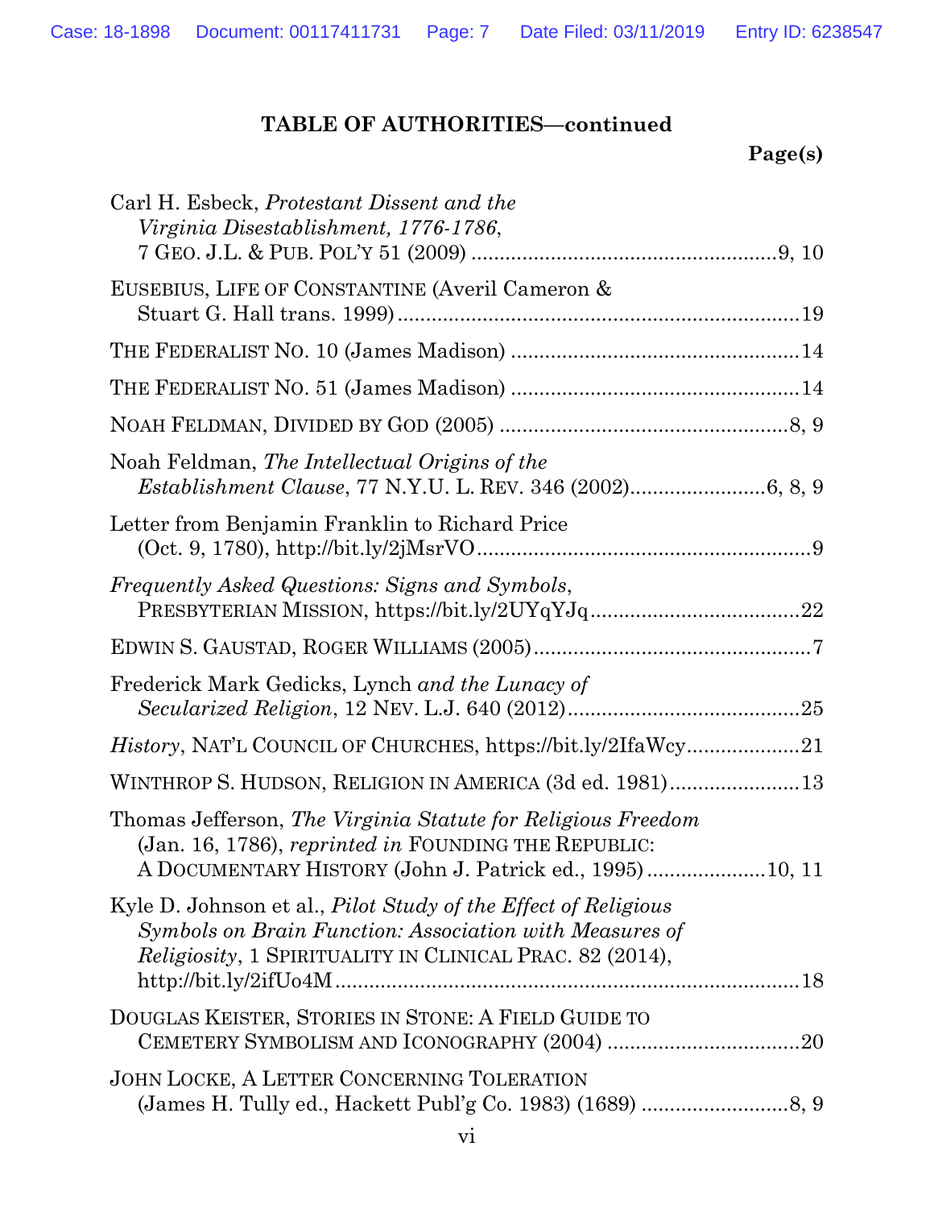**TABLE OF AUTHORITIES—continued**

**Page(s)**

Carl H. Esbeck, *Protestant Dissent and the Virginia Disestablishment, 1776-1786*, 7 GEO. J.L. & PUB. POL'Y 51 (2009) .......... 9, 10

EUSEBIUS, LIFE OF CONSTANTINE (Averil Cameron & Stuart G. Hall trans. 1999) .......... 19

THE FEDERALIST NO. 10 (James Madison) .......... 14

THE FEDERALIST NO. 51 (James Madison) .......... 14

NOAH FELDMAN, DIVIDED BY GOD (2005) .......... 8, 9

Noah Feldman, *The Intellectual Origins of the Establishment Clause*, 77 N.Y.U. L. REV. 346 (2002) .......... 6, 8, 9

Letter from Benjamin Franklin to Richard Price (Oct. 9, 1780), http://bit.ly/2jMsrVO .......... 9

*Frequently Asked Questions: Signs and Symbols*, PRESBYTERIAN MISSION, https://bit.ly/2UYqYJq .......... 22

EDWIN S. GAUSTAD, ROGER WILLIAMS (2005) .......... 7

Frederick Mark Gedicks, Lynch *and the Lunacy of Secularized Religion*, 12 NEV. L.J. 640 (2012) .......... 25

*History*, NAT'L COUNCIL OF CHURCHES, https://bit.ly/2IfaWcy .......... 21

WINTHROP S. HUDSON, RELIGION IN AMERICA (3d ed. 1981) .......... 13

Thomas Jefferson, *The Virginia Statute for Religious Freedom* (Jan. 16, 1786), *reprinted in* FOUNDING THE REPUBLIC: A DOCUMENTARY HISTORY (John J. Patrick ed., 1995) .......... 10, 11

Kyle D. Johnson et al., *Pilot Study of the Effect of Religious Symbols on Brain Function: Association with Measures of Religiosity*, 1 SPIRITUALITY IN CLINICAL PRAC. 82 (2014), http://bit.ly/2ifUo4M .......... 18

DOUGLAS KEISTER, STORIES IN STONE: A FIELD GUIDE TO CEMETERY SYMBOLISM AND ICONOGRAPHY (2004) .......... 20

JOHN LOCKE, A LETTER CONCERNING TOLERATION (James H. Tully ed., Hackett Publ'g Co. 1983) (1689) .......... 8, 9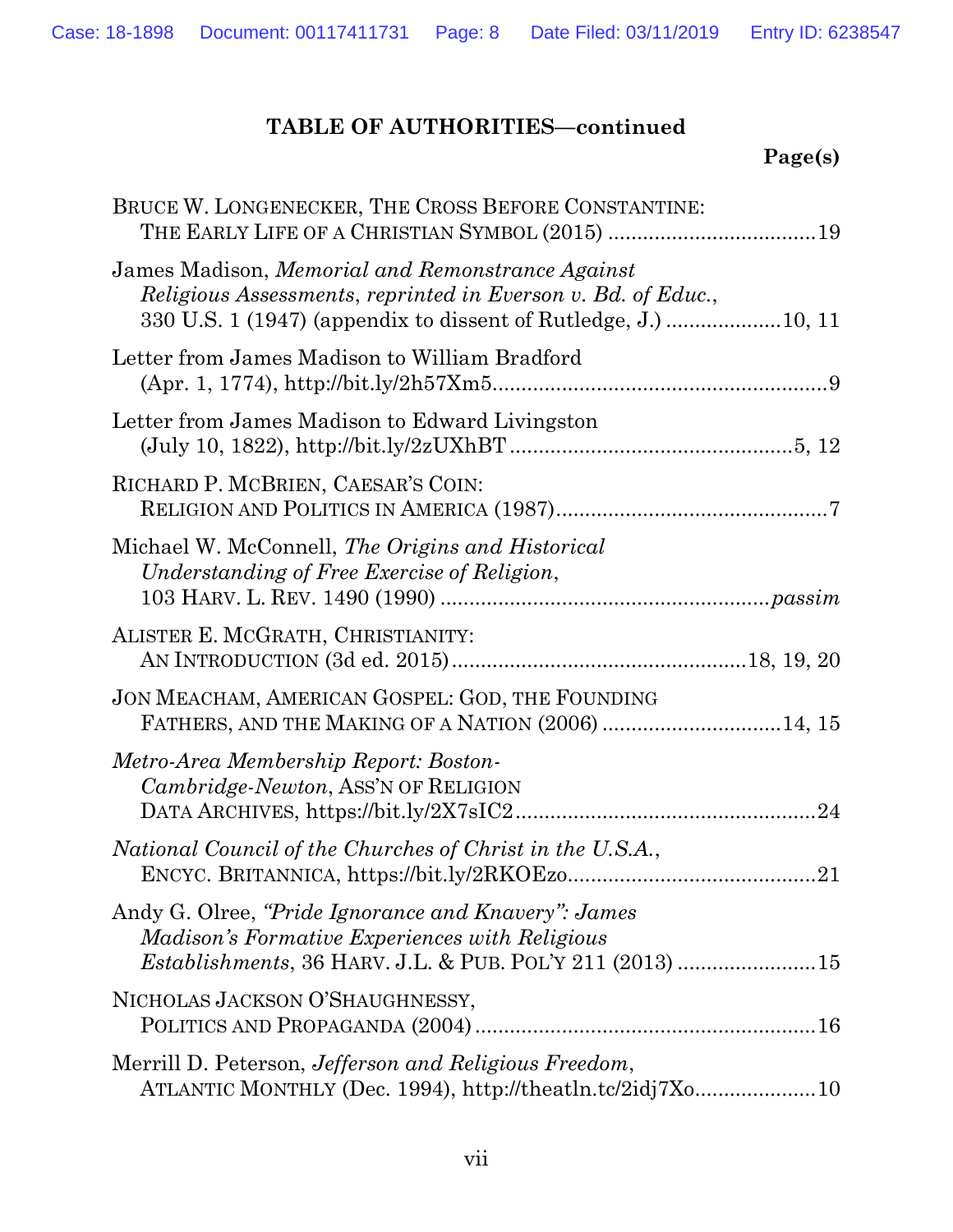**TABLE OF AUTHORITIES—continued**

**Page(s)**

BRUCE W. LONGENECKER, THE CROSS BEFORE CONSTANTINE: THE EARLY LIFE OF A CHRISTIAN SYMBOL (2015) ....................................19

James Madison, *Memorial and Remonstrance Against Religious Assessments*, *reprinted in Everson v. Bd. of Educ.*, 330 U.S. 1 (1947) (appendix to dissent of Rutledge, J.) ....................10, 11

Letter from James Madison to William Bradford (Apr. 1, 1774), http://bit.ly/2h57Xm5...........................................................9

Letter from James Madison to Edward Livingston (July 10, 1822), http://bit.ly/2zUXhBT ................................................5, 12

RICHARD P. MCBRIEN, CAESAR'S COIN: RELIGION AND POLITICS IN AMERICA (1987)...............................................7

Michael W. McConnell, *The Origins and Historical Understanding of Free Exercise of Religion*, 103 HARV. L. REV. 1490 (1990) ........................................................*passim*

ALISTER E. MCGRATH, CHRISTIANITY: AN INTRODUCTION (3d ed. 2015)..................................................18, 19, 20

JON MEACHAM, AMERICAN GOSPEL: GOD, THE FOUNDING FATHERS, AND THE MAKING OF A NATION (2006) ...............................14, 15

*Metro-Area Membership Report: Boston-Cambridge-Newton*, ASS'N OF RELIGION DATA ARCHIVES, https://bit.ly/2X7sIC2....................................................24

*National Council of the Churches of Christ in the U.S.A.*, ENCYC. BRITANNICA, https://bit.ly/2RKOEzo...........................................21

Andy G. Olree, *"Pride Ignorance and Knavery": James Madison's Formative Experiences with Religious Establishments*, 36 HARV. J.L. & PUB. POL'Y 211 (2013) ........................15

NICHOLAS JACKSON O'SHAUGHNESSY, POLITICS AND PROPAGANDA (2004)...........................................................16

Merrill D. Peterson, *Jefferson and Religious Freedom*, ATLANTIC MONTHLY (Dec. 1994), http://theatln.tc/2idj7Xo.....................10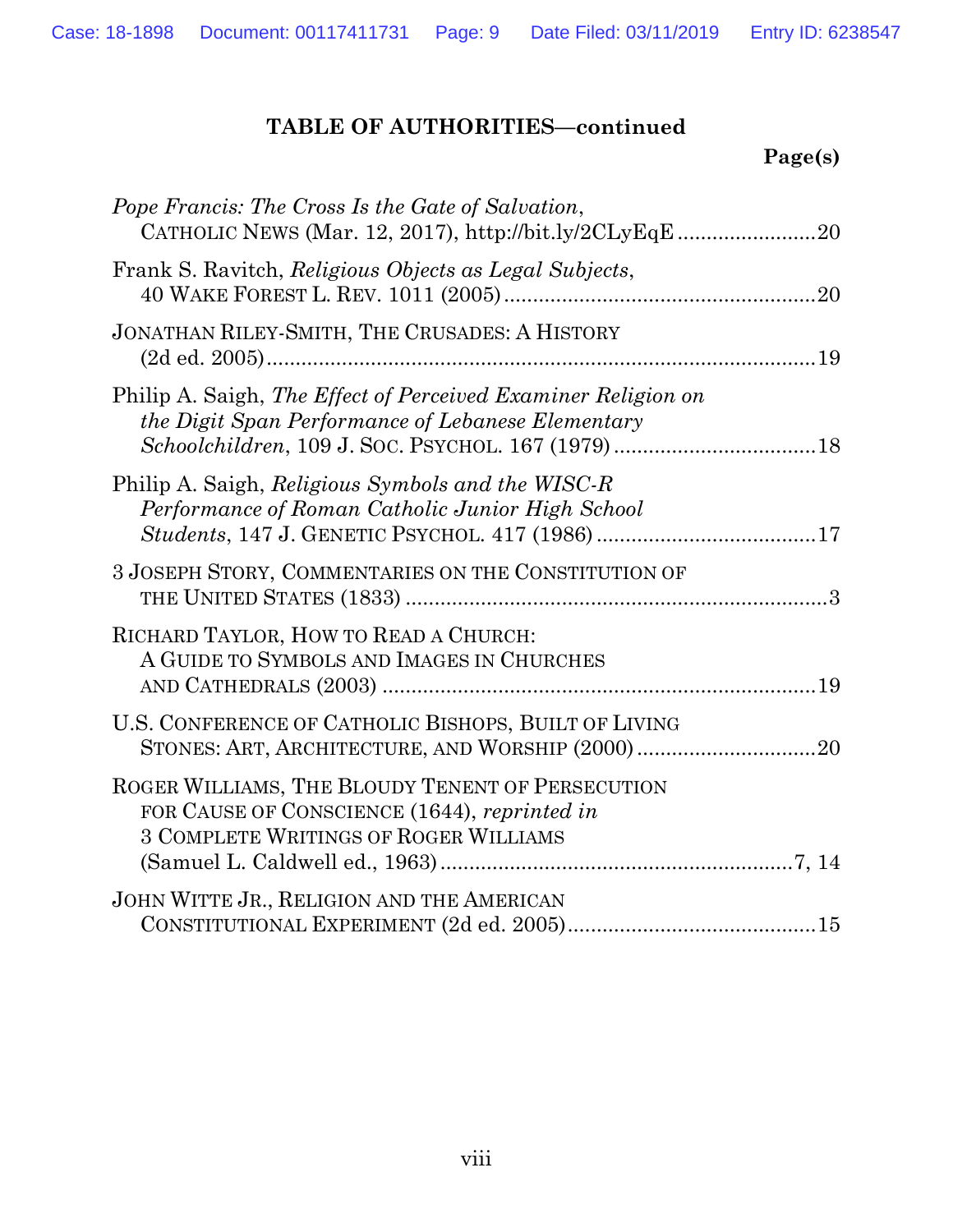**TABLE OF AUTHORITIES—continued**

**Page(s)**

*Pope Francis: The Cross Is the Gate of Salvation*, CATHOLIC NEWS (Mar. 12, 2017), http://bit.ly/2CLyEqE........................20

Frank S. Ravitch, *Religious Objects as Legal Subjects*, 40 WAKE FOREST L. REV. 1011 (2005)......................................................20

JONATHAN RILEY-SMITH, THE CRUSADES: A HISTORY (2d ed. 2005)..................................................................................19

Philip A. Saigh, *The Effect of Perceived Examiner Religion on the Digit Span Performance of Lebanese Elementary Schoolchildren*, 109 J. SOC. PSYCHOL. 167 (1979)...................................18

Philip A. Saigh, *Religious Symbols and the WISC-R Performance of Roman Catholic Junior High School Students*, 147 J. GENETIC PSYCHOL. 417 (1986)......................................17

3 JOSEPH STORY, COMMENTARIES ON THE CONSTITUTION OF THE UNITED STATES (1833)........................................................................3

RICHARD TAYLOR, HOW TO READ A CHURCH: A GUIDE TO SYMBOLS AND IMAGES IN CHURCHES AND CATHEDRALS (2003)..........................................................................19

U.S. CONFERENCE OF CATHOLIC BISHOPS, BUILT OF LIVING STONES: ART, ARCHITECTURE, AND WORSHIP (2000)...............................20

ROGER WILLIAMS, THE BLOUDY TENENT OF PERSECUTION FOR CAUSE OF CONSCIENCE (1644), *reprinted in* 3 COMPLETE WRITINGS OF ROGER WILLIAMS (Samuel L. Caldwell ed., 1963)............................................................7, 14

JOHN WITTE JR., RELIGION AND THE AMERICAN CONSTITUTIONAL EXPERIMENT (2d ed. 2005)..........................................15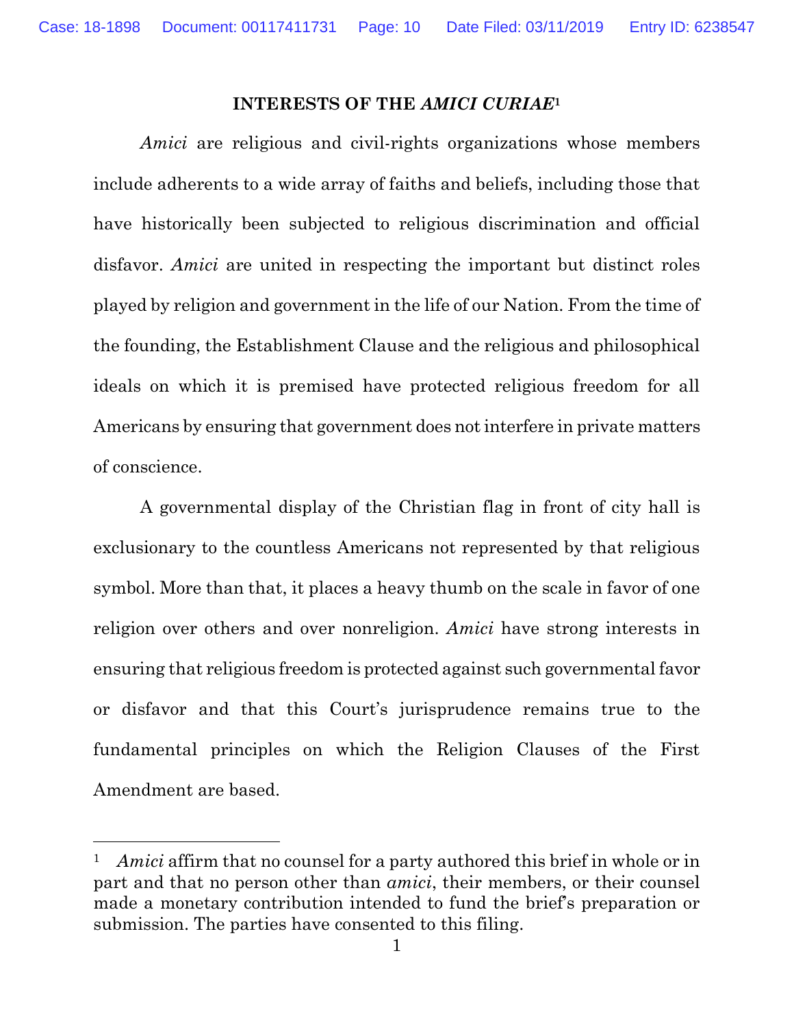## INTERESTS OF THE *AMICI CURIAE*[1]

*Amici* are religious and civil-rights organizations whose members include adherents to a wide array of faiths and beliefs, including those that have historically been subjected to religious discrimination and official disfavor. *Amici* are united in respecting the important but distinct roles played by religion and government in the life of our Nation. From the time of the founding, the Establishment Clause and the religious and philosophical ideals on which it is premised have protected religious freedom for all Americans by ensuring that government does not interfere in private matters of conscience.

A governmental display of the Christian flag in front of city hall is exclusionary to the countless Americans not represented by that religious symbol. More than that, it places a heavy thumb on the scale in favor of one religion over others and over nonreligion. *Amici* have strong interests in ensuring that religious freedom is protected against such governmental favor or disfavor and that this Court's jurisprudence remains true to the fundamental principles on which the Religion Clauses of the First Amendment are based.

---

[1] *Amici* affirm that no counsel for a party authored this brief in whole or in part and that no person other than *amici*, their members, or their counsel made a monetary contribution intended to fund the brief's preparation or submission. The parties have consented to this filing.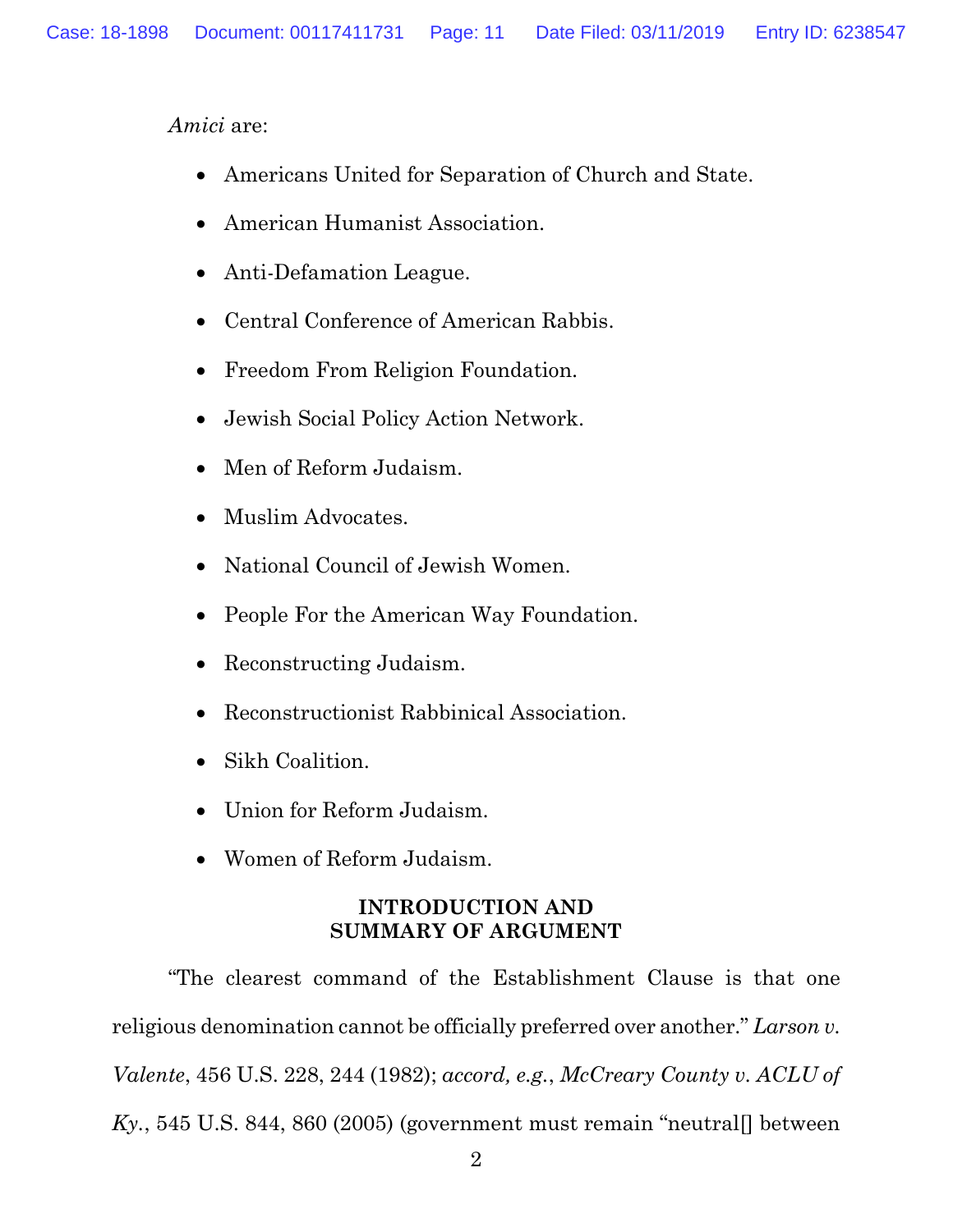*Amici* are:

- Americans United for Separation of Church and State.
- American Humanist Association.
- Anti-Defamation League.
- Central Conference of American Rabbis.
- Freedom From Religion Foundation.
- Jewish Social Policy Action Network.
- Men of Reform Judaism.
- Muslim Advocates.
- National Council of Jewish Women.
- People For the American Way Foundation.
- Reconstructing Judaism.
- Reconstructionist Rabbinical Association.
- Sikh Coalition.
- Union for Reform Judaism.
- Women of Reform Judaism.

## INTRODUCTION AND SUMMARY OF ARGUMENT

"The clearest command of the Establishment Clause is that one religious denomination cannot be officially preferred over another." *Larson v. Valente*, 456 U.S. 228, 244 (1982); *accord, e.g.*, *McCreary County v. ACLU of Ky.*, 545 U.S. 844, 860 (2005) (government must remain "neutral[] between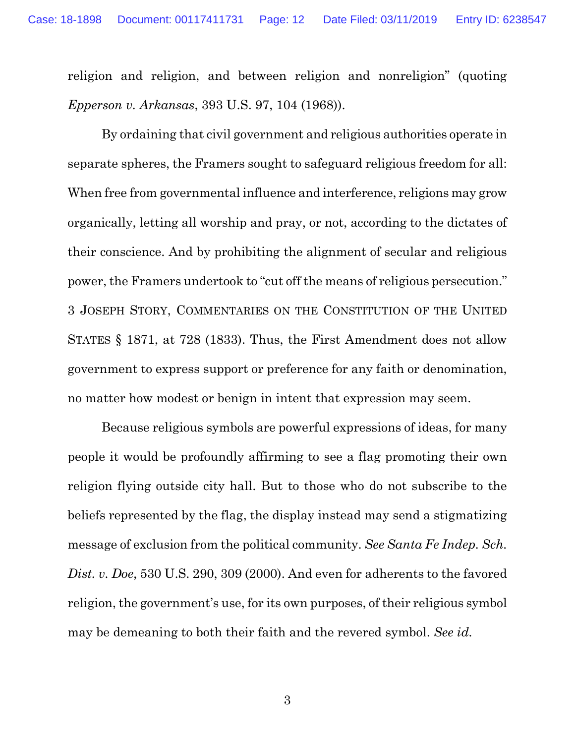religion and religion, and between religion and nonreligion" (quoting *Epperson v. Arkansas*, 393 U.S. 97, 104 (1968)).

By ordaining that civil government and religious authorities operate in separate spheres, the Framers sought to safeguard religious freedom for all: When free from governmental influence and interference, religions may grow organically, letting all worship and pray, or not, according to the dictates of their conscience. And by prohibiting the alignment of secular and religious power, the Framers undertook to "cut off the means of religious persecution." 3 JOSEPH STORY, COMMENTARIES ON THE CONSTITUTION OF THE UNITED STATES § 1871, at 728 (1833). Thus, the First Amendment does not allow government to express support or preference for any faith or denomination, no matter how modest or benign in intent that expression may seem.

Because religious symbols are powerful expressions of ideas, for many people it would be profoundly affirming to see a flag promoting their own religion flying outside city hall. But to those who do not subscribe to the beliefs represented by the flag, the display instead may send a stigmatizing message of exclusion from the political community. *See Santa Fe Indep. Sch. Dist. v. Doe*, 530 U.S. 290, 309 (2000). And even for adherents to the favored religion, the government's use, for its own purposes, of their religious symbol may be demeaning to both their faith and the revered symbol. *See id.*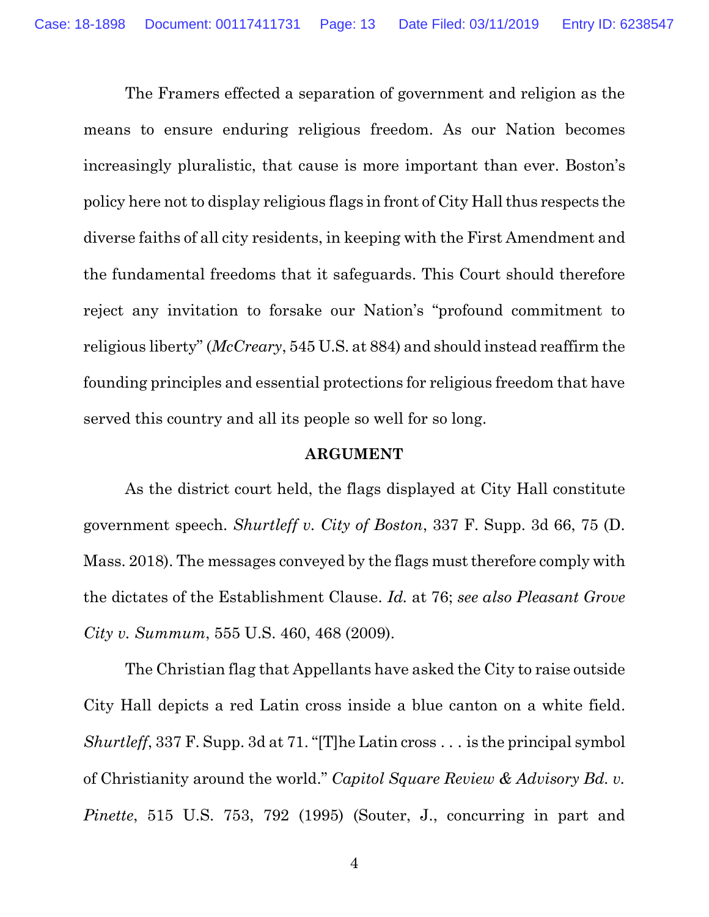The Framers effected a separation of government and religion as the means to ensure enduring religious freedom. As our Nation becomes increasingly pluralistic, that cause is more important than ever. Boston's policy here not to display religious flags in front of City Hall thus respects the diverse faiths of all city residents, in keeping with the First Amendment and the fundamental freedoms that it safeguards. This Court should therefore reject any invitation to forsake our Nation's "profound commitment to religious liberty" (*McCreary*, 545 U.S. at 884) and should instead reaffirm the founding principles and essential protections for religious freedom that have served this country and all its people so well for so long.

**ARGUMENT**

As the district court held, the flags displayed at City Hall constitute government speech. *Shurtleff v. City of Boston*, 337 F. Supp. 3d 66, 75 (D. Mass. 2018). The messages conveyed by the flags must therefore comply with the dictates of the Establishment Clause. *Id.* at 76; *see also Pleasant Grove City v. Summum*, 555 U.S. 460, 468 (2009).

The Christian flag that Appellants have asked the City to raise outside City Hall depicts a red Latin cross inside a blue canton on a white field. *Shurtleff*, 337 F. Supp. 3d at 71. "[T]he Latin cross . . . is the principal symbol of Christianity around the world." *Capitol Square Review & Advisory Bd. v. Pinette*, 515 U.S. 753, 792 (1995) (Souter, J., concurring in part and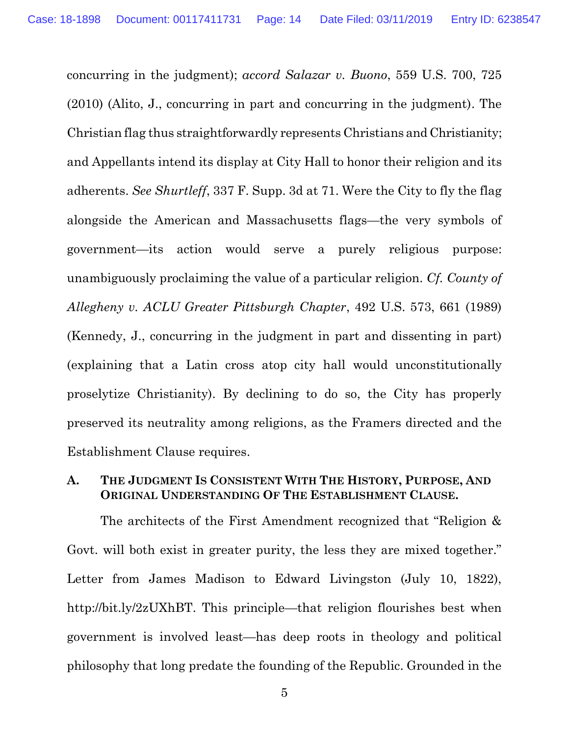concurring in the judgment); *accord Salazar v. Buono*, 559 U.S. 700, 725 (2010) (Alito, J., concurring in part and concurring in the judgment). The Christian flag thus straightforwardly represents Christians and Christianity; and Appellants intend its display at City Hall to honor their religion and its adherents. *See Shurtleff*, 337 F. Supp. 3d at 71. Were the City to fly the flag alongside the American and Massachusetts flags—the very symbols of government—its action would serve a purely religious purpose: unambiguously proclaiming the value of a particular religion. *Cf. County of Allegheny v. ACLU Greater Pittsburgh Chapter*, 492 U.S. 573, 661 (1989) (Kennedy, J., concurring in the judgment in part and dissenting in part) (explaining that a Latin cross atop city hall would unconstitutionally proselytize Christianity). By declining to do so, the City has properly preserved its neutrality among religions, as the Framers directed and the Establishment Clause requires.

### A. THE JUDGMENT IS CONSISTENT WITH THE HISTORY, PURPOSE, AND ORIGINAL UNDERSTANDING OF THE ESTABLISHMENT CLAUSE.

The architects of the First Amendment recognized that "Religion & Govt. will both exist in greater purity, the less they are mixed together." Letter from James Madison to Edward Livingston (July 10, 1822), http://bit.ly/2zUXhBT. This principle—that religion flourishes best when government is involved least—has deep roots in theology and political philosophy that long predate the founding of the Republic. Grounded in the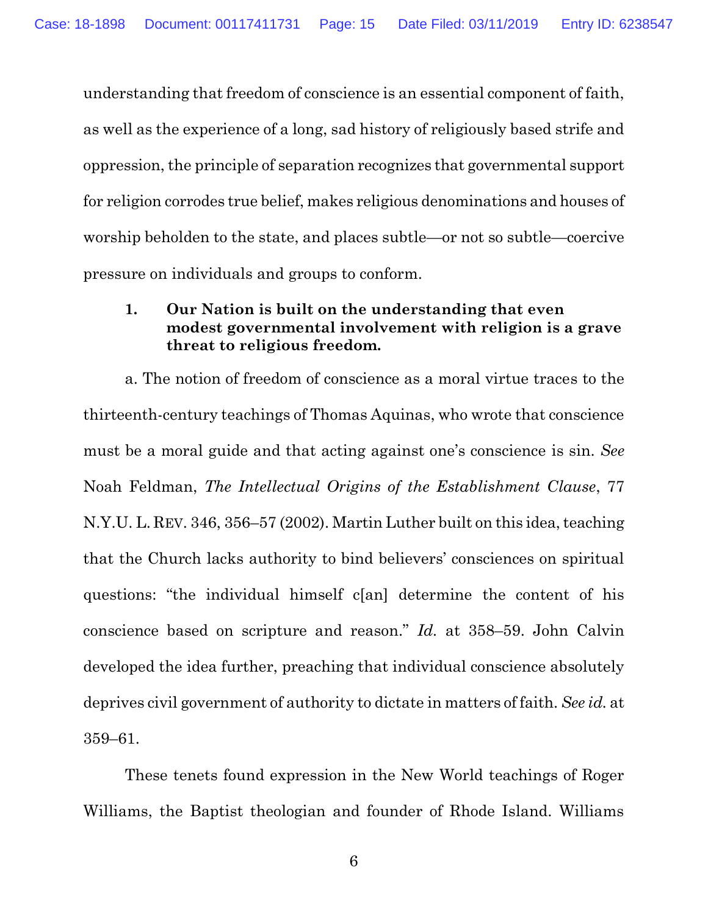understanding that freedom of conscience is an essential component of faith, as well as the experience of a long, sad history of religiously based strife and oppression, the principle of separation recognizes that governmental support for religion corrodes true belief, makes religious denominations and houses of worship beholden to the state, and places subtle—or not so subtle—coercive pressure on individuals and groups to conform.

### 1. Our Nation is built on the understanding that even modest governmental involvement with religion is a grave threat to religious freedom.

a. The notion of freedom of conscience as a moral virtue traces to the thirteenth-century teachings of Thomas Aquinas, who wrote that conscience must be a moral guide and that acting against one's conscience is sin. *See* Noah Feldman, *The Intellectual Origins of the Establishment Clause*, 77 N.Y.U. L. REV. 346, 356–57 (2002). Martin Luther built on this idea, teaching that the Church lacks authority to bind believers' consciences on spiritual questions: "the individual himself c[an] determine the content of his conscience based on scripture and reason." *Id.* at 358–59. John Calvin developed the idea further, preaching that individual conscience absolutely deprives civil government of authority to dictate in matters of faith. *See id.* at 359–61.

These tenets found expression in the New World teachings of Roger Williams, the Baptist theologian and founder of Rhode Island. Williams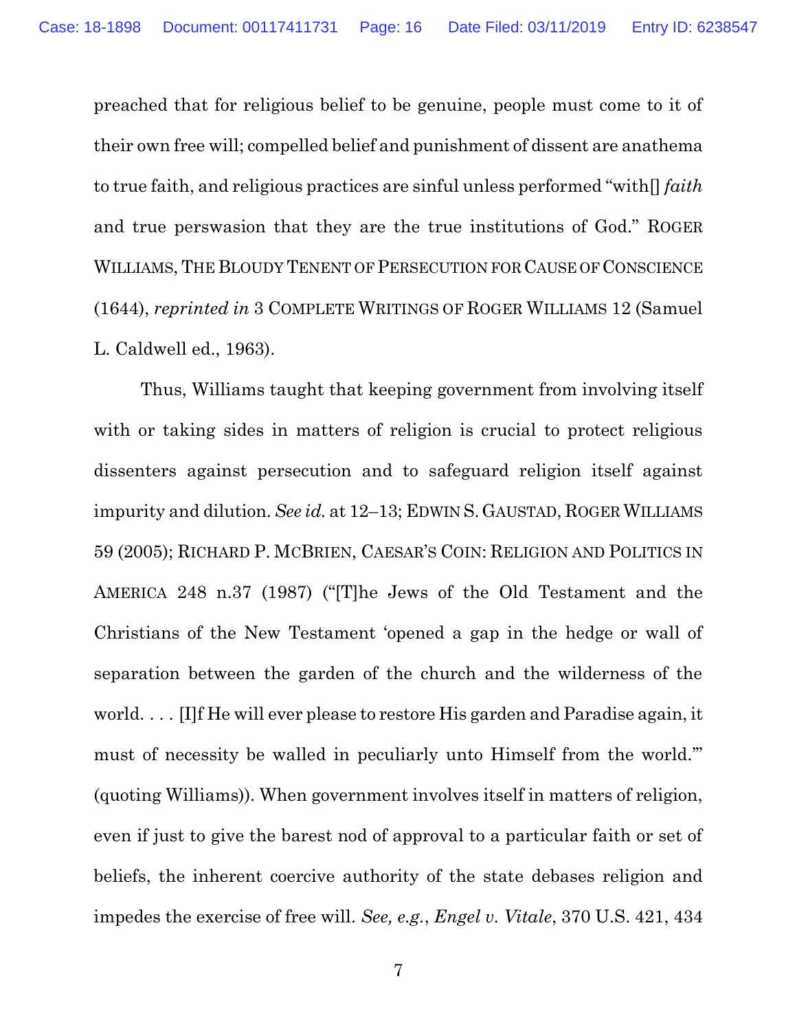preached that for religious belief to be genuine, people must come to it of their own free will; compelled belief and punishment of dissent are anathema to true faith, and religious practices are sinful unless performed "with[] *faith* and true perswasion that they are the true institutions of God." ROGER WILLIAMS, THE BLOUDY TENENT OF PERSECUTION FOR CAUSE OF CONSCIENCE (1644), *reprinted in* 3 COMPLETE WRITINGS OF ROGER WILLIAMS 12 (Samuel L. Caldwell ed., 1963).

Thus, Williams taught that keeping government from involving itself with or taking sides in matters of religion is crucial to protect religious dissenters against persecution and to safeguard religion itself against impurity and dilution. *See id.* at 12–13; EDWIN S. GAUSTAD, ROGER WILLIAMS 59 (2005); RICHARD P. MCBRIEN, CAESAR'S COIN: RELIGION AND POLITICS IN AMERICA 248 n.37 (1987) ("[T]he Jews of the Old Testament and the Christians of the New Testament 'opened a gap in the hedge or wall of separation between the garden of the church and the wilderness of the world. . . . [I]f He will ever please to restore His garden and Paradise again, it must of necessity be walled in peculiarly unto Himself from the world.'" (quoting Williams)). When government involves itself in matters of religion, even if just to give the barest nod of approval to a particular faith or set of beliefs, the inherent coercive authority of the state debases religion and impedes the exercise of free will. *See, e.g.*, *Engel v. Vitale*, 370 U.S. 421, 434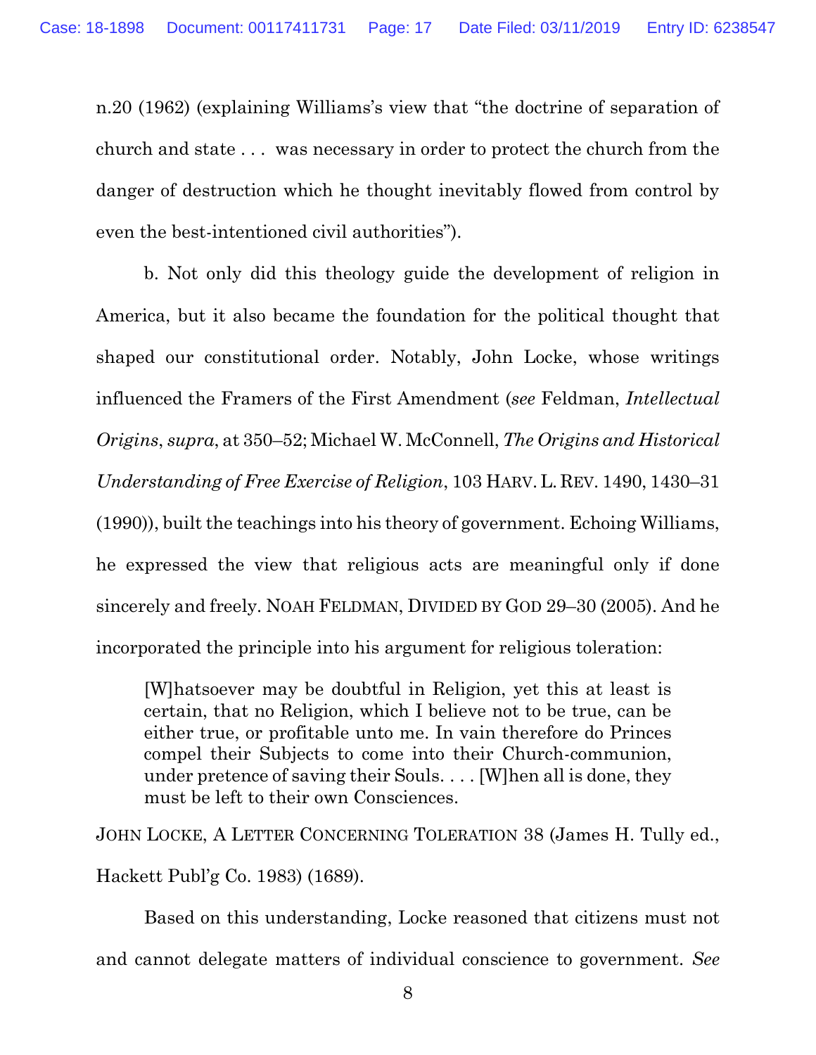n.20 (1962) (explaining Williams's view that "the doctrine of separation of church and state . . . was necessary in order to protect the church from the danger of destruction which he thought inevitably flowed from control by even the best-intentioned civil authorities").

b. Not only did this theology guide the development of religion in America, but it also became the foundation for the political thought that shaped our constitutional order. Notably, John Locke, whose writings influenced the Framers of the First Amendment (*see* Feldman, *Intellectual Origins*, *supra*, at 350–52; Michael W. McConnell, *The Origins and Historical Understanding of Free Exercise of Religion*, 103 HARV. L. REV. 1490, 1430–31 (1990)), built the teachings into his theory of government. Echoing Williams, he expressed the view that religious acts are meaningful only if done sincerely and freely. NOAH FELDMAN, DIVIDED BY GOD 29–30 (2005). And he incorporated the principle into his argument for religious toleration:

> [W]hatsoever may be doubtful in Religion, yet this at least is certain, that no Religion, which I believe not to be true, can be either true, or profitable unto me. In vain therefore do Princes compel their Subjects to come into their Church-communion, under pretence of saving their Souls. . . . [W]hen all is done, they must be left to their own Consciences.

JOHN LOCKE, A LETTER CONCERNING TOLERATION 38 (James H. Tully ed., Hackett Publ'g Co. 1983) (1689).

Based on this understanding, Locke reasoned that citizens must not and cannot delegate matters of individual conscience to government. *See*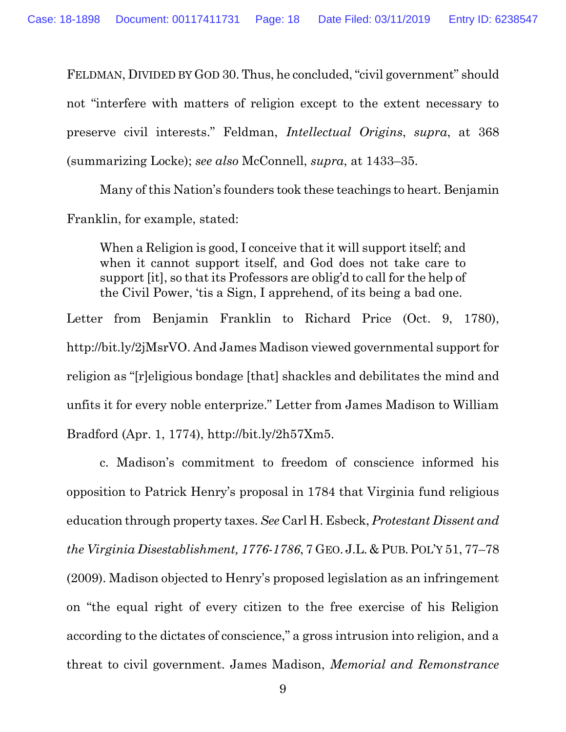FELDMAN, DIVIDED BY GOD 30. Thus, he concluded, "civil government" should not "interfere with matters of religion except to the extent necessary to preserve civil interests." Feldman, *Intellectual Origins*, *supra*, at 368 (summarizing Locke); *see also* McConnell, *supra*, at 1433–35.

Many of this Nation's founders took these teachings to heart. Benjamin Franklin, for example, stated:

> When a Religion is good, I conceive that it will support itself; and when it cannot support itself, and God does not take care to support [it], so that its Professors are oblig'd to call for the help of the Civil Power, 'tis a Sign, I apprehend, of its being a bad one.

Letter from Benjamin Franklin to Richard Price (Oct. 9, 1780), http://bit.ly/2jMsrVO. And James Madison viewed governmental support for religion as "[r]eligious bondage [that] shackles and debilitates the mind and unfits it for every noble enterprize." Letter from James Madison to William Bradford (Apr. 1, 1774), http://bit.ly/2h57Xm5.

c. Madison's commitment to freedom of conscience informed his opposition to Patrick Henry's proposal in 1784 that Virginia fund religious education through property taxes. *See* Carl H. Esbeck, *Protestant Dissent and the Virginia Disestablishment, 1776-1786*, 7 GEO. J.L. & PUB. POL'Y 51, 77–78 (2009). Madison objected to Henry's proposed legislation as an infringement on "the equal right of every citizen to the free exercise of his Religion according to the dictates of conscience," a gross intrusion into religion, and a threat to civil government. James Madison, *Memorial and Remonstrance*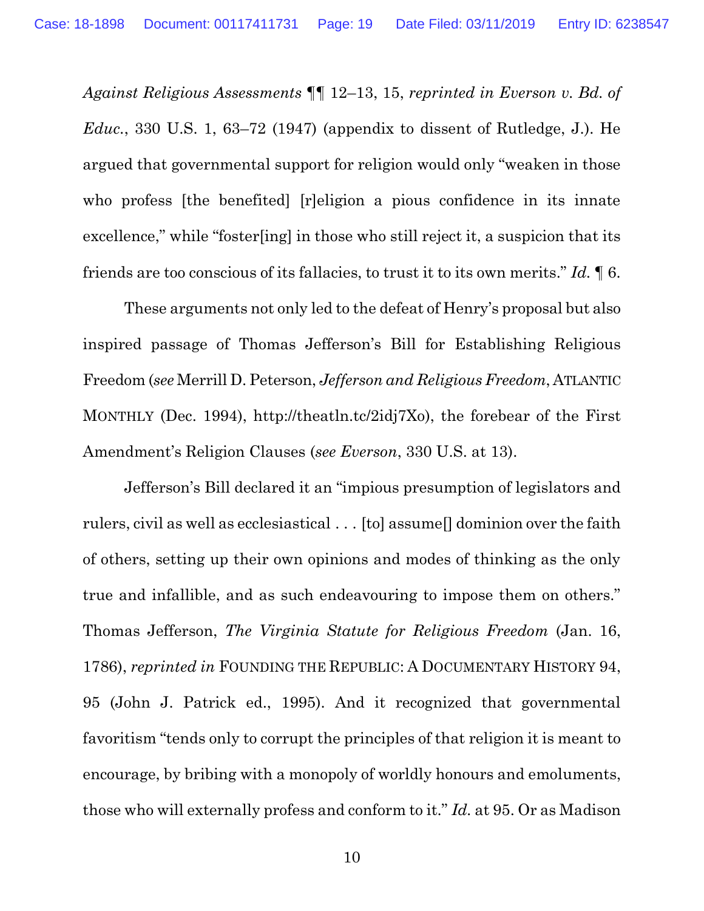*Against Religious Assessments* ¶¶ 12–13, 15, *reprinted in Everson v. Bd. of Educ.*, 330 U.S. 1, 63–72 (1947) (appendix to dissent of Rutledge, J.). He argued that governmental support for religion would only "weaken in those who profess [the benefited] [r]eligion a pious confidence in its innate excellence," while "foster[ing] in those who still reject it, a suspicion that its friends are too conscious of its fallacies, to trust it to its own merits." *Id.* ¶ 6.

These arguments not only led to the defeat of Henry's proposal but also inspired passage of Thomas Jefferson's Bill for Establishing Religious Freedom (*see* Merrill D. Peterson, *Jefferson and Religious Freedom*, ATLANTIC MONTHLY (Dec. 1994), http://theatln.tc/2idj7Xo), the forebear of the First Amendment's Religion Clauses (*see Everson*, 330 U.S. at 13).

Jefferson's Bill declared it an "impious presumption of legislators and rulers, civil as well as ecclesiastical . . . [to] assume[] dominion over the faith of others, setting up their own opinions and modes of thinking as the only true and infallible, and as such endeavouring to impose them on others." Thomas Jefferson, *The Virginia Statute for Religious Freedom* (Jan. 16, 1786), *reprinted in* FOUNDING THE REPUBLIC: A DOCUMENTARY HISTORY 94, 95 (John J. Patrick ed., 1995). And it recognized that governmental favoritism "tends only to corrupt the principles of that religion it is meant to encourage, by bribing with a monopoly of worldly honours and emoluments, those who will externally profess and conform to it." *Id.* at 95. Or as Madison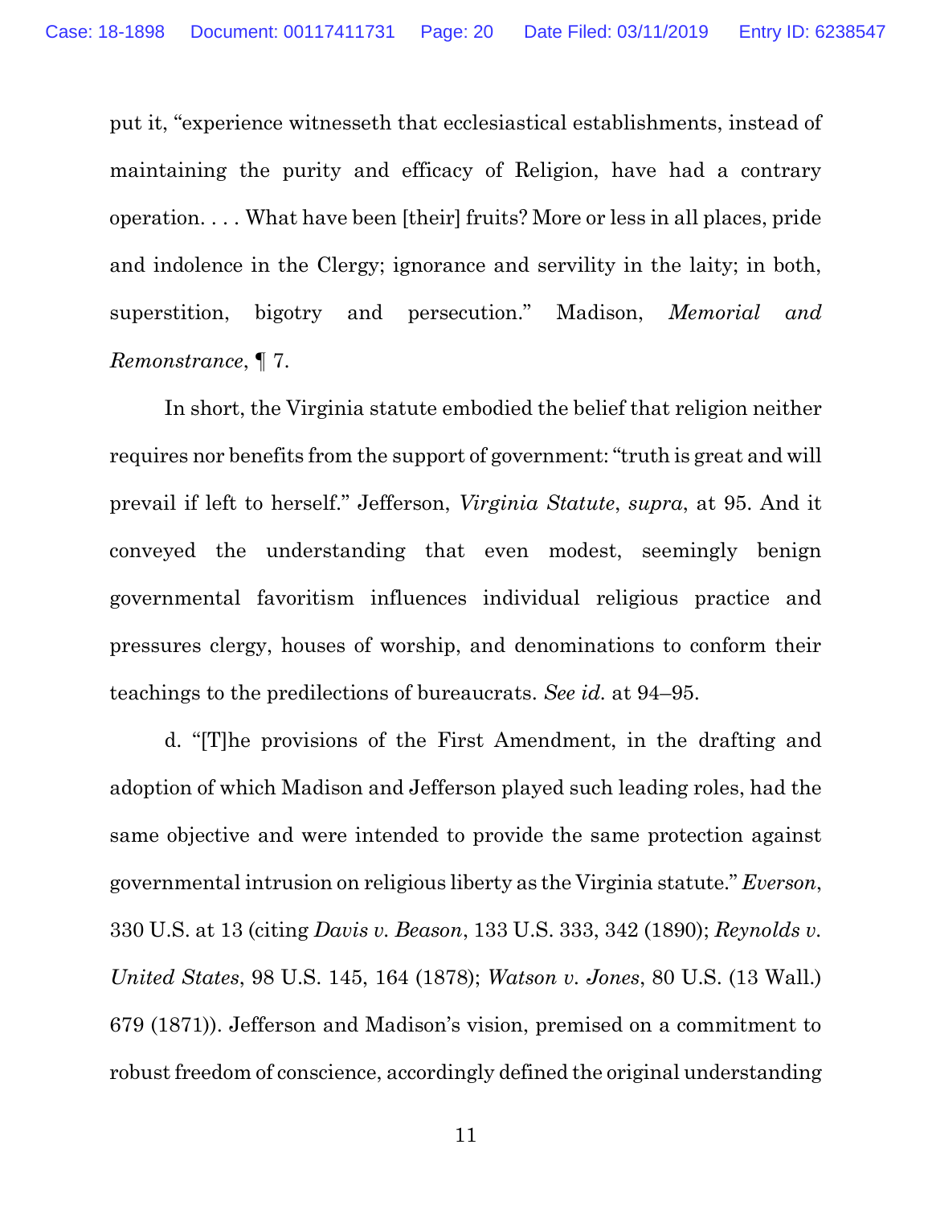put it, "experience witnesseth that ecclesiastical establishments, instead of maintaining the purity and efficacy of Religion, have had a contrary operation. . . . What have been [their] fruits? More or less in all places, pride and indolence in the Clergy; ignorance and servility in the laity; in both, superstition, bigotry and persecution." Madison, *Memorial and Remonstrance*, ¶ 7.

In short, the Virginia statute embodied the belief that religion neither requires nor benefits from the support of government: "truth is great and will prevail if left to herself." Jefferson, *Virginia Statute*, *supra*, at 95. And it conveyed the understanding that even modest, seemingly benign governmental favoritism influences individual religious practice and pressures clergy, houses of worship, and denominations to conform their teachings to the predilections of bureaucrats. *See id.* at 94–95.

d. "[T]he provisions of the First Amendment, in the drafting and adoption of which Madison and Jefferson played such leading roles, had the same objective and were intended to provide the same protection against governmental intrusion on religious liberty as the Virginia statute." *Everson*, 330 U.S. at 13 (citing *Davis v. Beason*, 133 U.S. 333, 342 (1890); *Reynolds v. United States*, 98 U.S. 145, 164 (1878); *Watson v. Jones*, 80 U.S. (13 Wall.) 679 (1871)). Jefferson and Madison's vision, premised on a commitment to robust freedom of conscience, accordingly defined the original understanding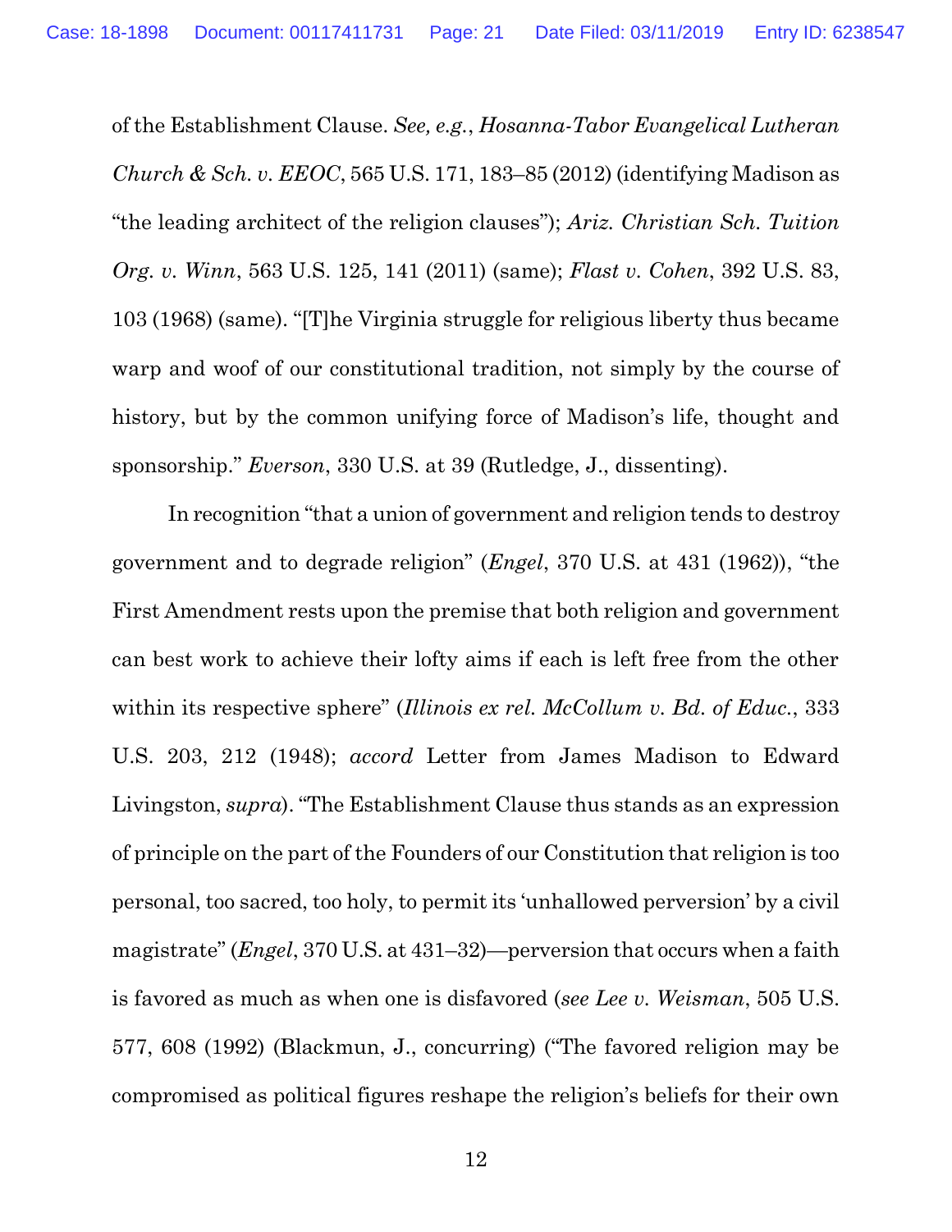of the Establishment Clause. *See, e.g.*, *Hosanna-Tabor Evangelical Lutheran Church & Sch. v. EEOC*, 565 U.S. 171, 183–85 (2012) (identifying Madison as "the leading architect of the religion clauses"); *Ariz. Christian Sch. Tuition Org. v. Winn*, 563 U.S. 125, 141 (2011) (same); *Flast v. Cohen*, 392 U.S. 83, 103 (1968) (same). "[T]he Virginia struggle for religious liberty thus became warp and woof of our constitutional tradition, not simply by the course of history, but by the common unifying force of Madison's life, thought and sponsorship." *Everson*, 330 U.S. at 39 (Rutledge, J., dissenting).

In recognition "that a union of government and religion tends to destroy government and to degrade religion" (*Engel*, 370 U.S. at 431 (1962)), "the First Amendment rests upon the premise that both religion and government can best work to achieve their lofty aims if each is left free from the other within its respective sphere" (*Illinois ex rel. McCollum v. Bd. of Educ.*, 333 U.S. 203, 212 (1948); *accord* Letter from James Madison to Edward Livingston, *supra*). "The Establishment Clause thus stands as an expression of principle on the part of the Founders of our Constitution that religion is too personal, too sacred, too holy, to permit its 'unhallowed perversion' by a civil magistrate" (*Engel*, 370 U.S. at 431–32)—perversion that occurs when a faith is favored as much as when one is disfavored (*see Lee v. Weisman*, 505 U.S. 577, 608 (1992) (Blackmun, J., concurring) ("The favored religion may be compromised as political figures reshape the religion's beliefs for their own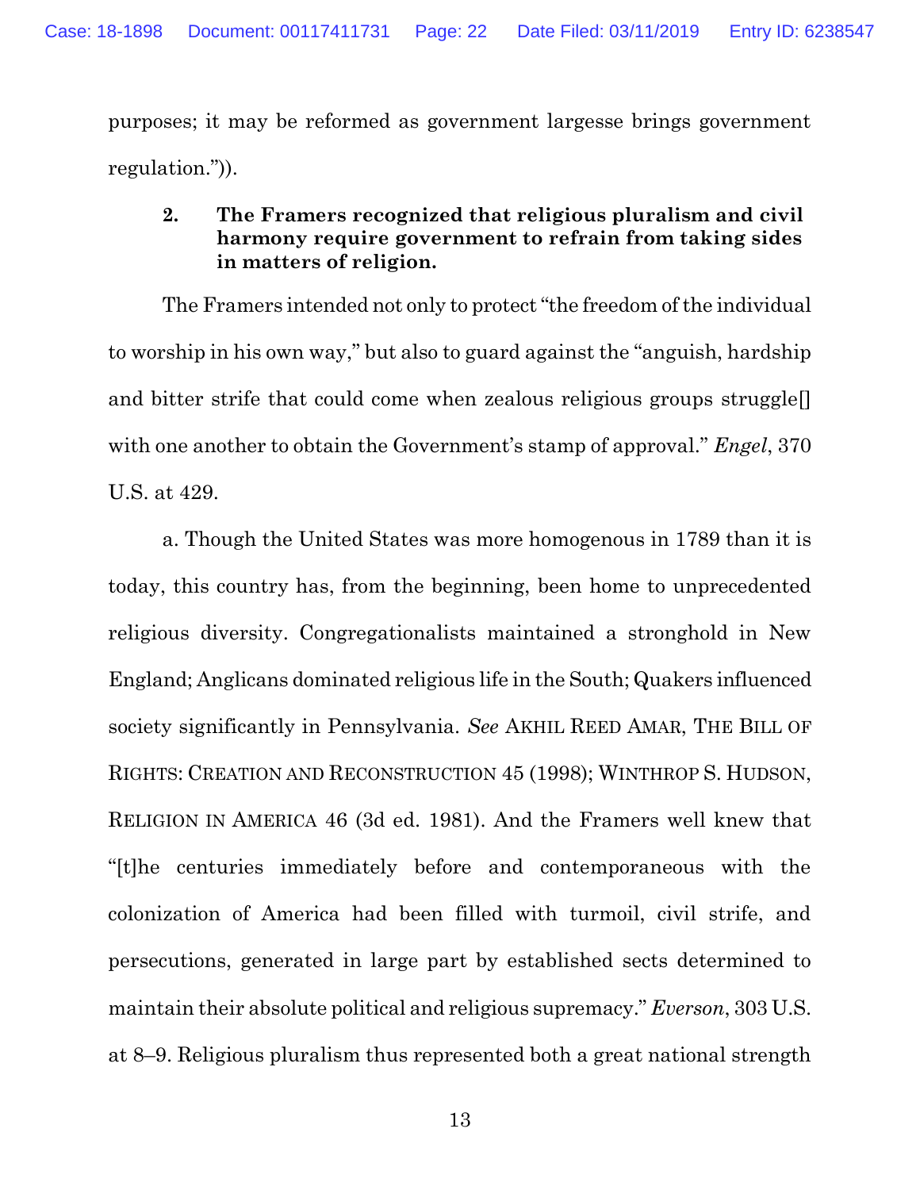purposes; it may be reformed as government largesse brings government regulation.")).

### 2. The Framers recognized that religious pluralism and civil harmony require government to refrain from taking sides in matters of religion.

The Framers intended not only to protect "the freedom of the individual to worship in his own way," but also to guard against the "anguish, hardship and bitter strife that could come when zealous religious groups struggle[] with one another to obtain the Government's stamp of approval." *Engel*, 370 U.S. at 429.

a. Though the United States was more homogenous in 1789 than it is today, this country has, from the beginning, been home to unprecedented religious diversity. Congregationalists maintained a stronghold in New England; Anglicans dominated religious life in the South; Quakers influenced society significantly in Pennsylvania. *See* AKHIL REED AMAR, THE BILL OF RIGHTS: CREATION AND RECONSTRUCTION 45 (1998); WINTHROP S. HUDSON, RELIGION IN AMERICA 46 (3d ed. 1981). And the Framers well knew that "[t]he centuries immediately before and contemporaneous with the colonization of America had been filled with turmoil, civil strife, and persecutions, generated in large part by established sects determined to maintain their absolute political and religious supremacy." *Everson*, 303 U.S. at 8–9. Religious pluralism thus represented both a great national strength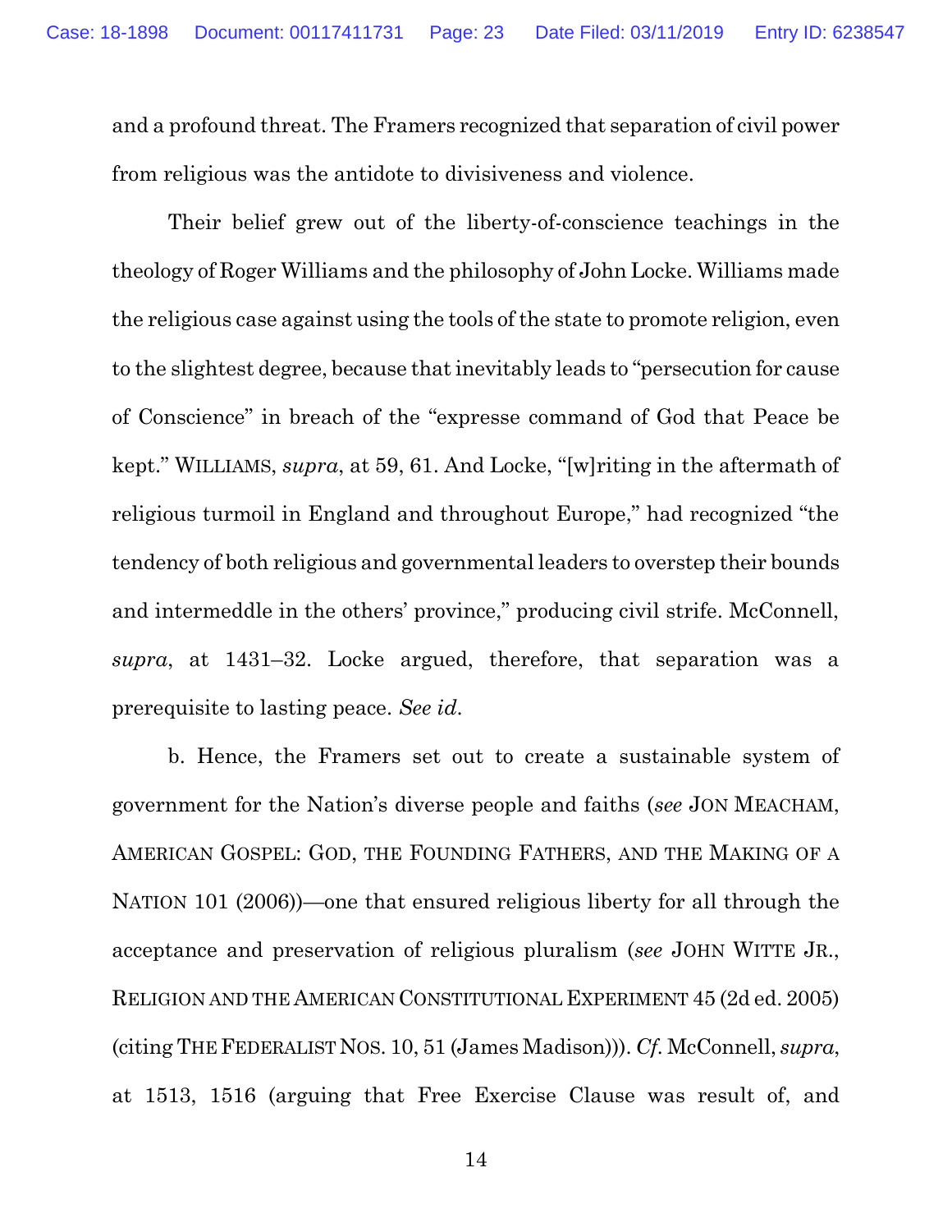and a profound threat. The Framers recognized that separation of civil power from religious was the antidote to divisiveness and violence.

Their belief grew out of the liberty-of-conscience teachings in the theology of Roger Williams and the philosophy of John Locke. Williams made the religious case against using the tools of the state to promote religion, even to the slightest degree, because that inevitably leads to "persecution for cause of Conscience" in breach of the "expresse command of God that Peace be kept." WILLIAMS, *supra*, at 59, 61. And Locke, "[w]riting in the aftermath of religious turmoil in England and throughout Europe," had recognized "the tendency of both religious and governmental leaders to overstep their bounds and intermeddle in the others' province," producing civil strife. McConnell, *supra*, at 1431–32. Locke argued, therefore, that separation was a prerequisite to lasting peace. *See id.*

b. Hence, the Framers set out to create a sustainable system of government for the Nation's diverse people and faiths (*see* JON MEACHAM, AMERICAN GOSPEL: GOD, THE FOUNDING FATHERS, AND THE MAKING OF A NATION 101 (2006))—one that ensured religious liberty for all through the acceptance and preservation of religious pluralism (*see* JOHN WITTE JR., RELIGION AND THE AMERICAN CONSTITUTIONAL EXPERIMENT 45 (2d ed. 2005) (citing THE FEDERALIST NOS. 10, 51 (James Madison))). *Cf.* McConnell, *supra*, at 1513, 1516 (arguing that Free Exercise Clause was result of, and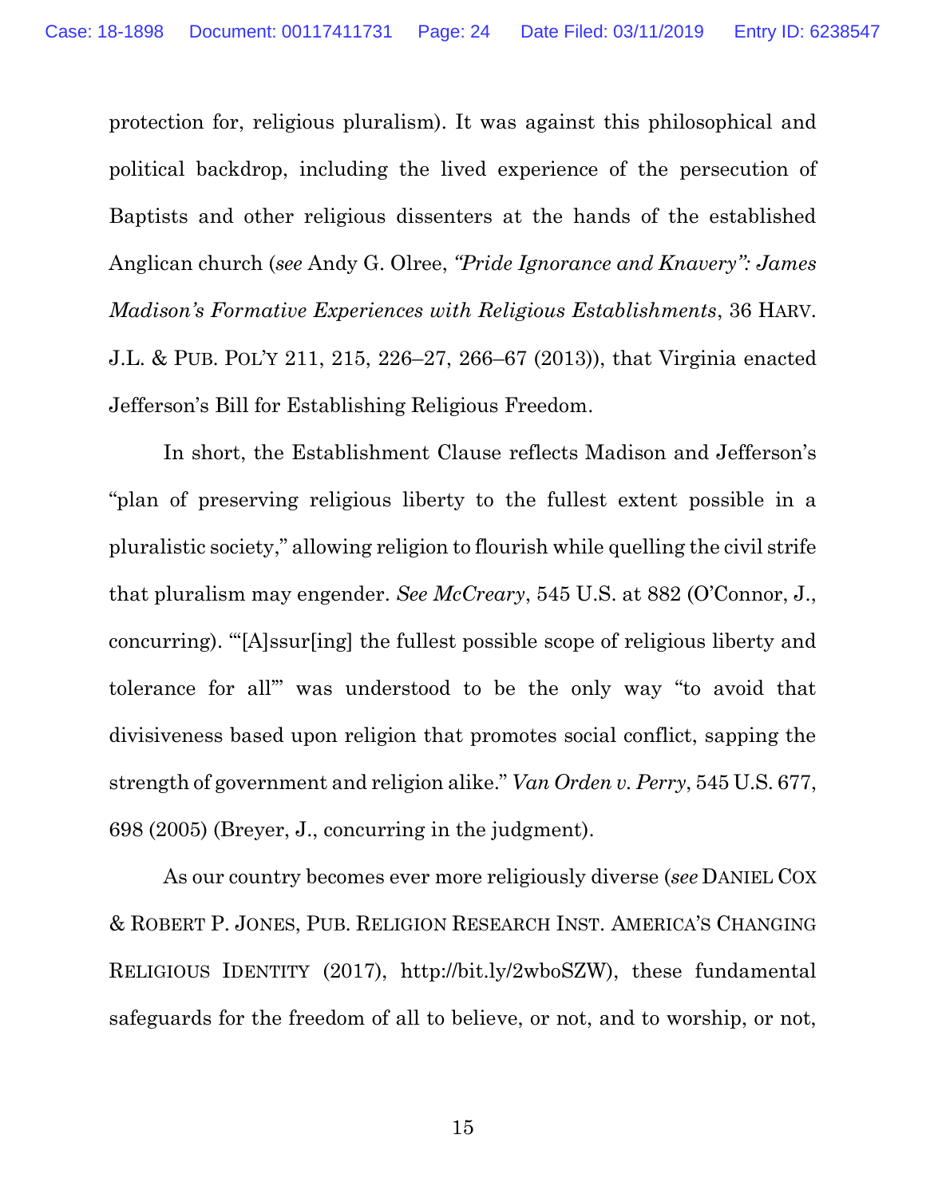protection for, religious pluralism). It was against this philosophical and political backdrop, including the lived experience of the persecution of Baptists and other religious dissenters at the hands of the established Anglican church (*see* Andy G. Olree, *"Pride Ignorance and Knavery": James Madison's Formative Experiences with Religious Establishments*, 36 HARV. J.L. & PUB. POL'Y 211, 215, 226–27, 266–67 (2013)), that Virginia enacted Jefferson's Bill for Establishing Religious Freedom.

In short, the Establishment Clause reflects Madison and Jefferson's "plan of preserving religious liberty to the fullest extent possible in a pluralistic society," allowing religion to flourish while quelling the civil strife that pluralism may engender. *See McCreary*, 545 U.S. at 882 (O'Connor, J., concurring). "'[A]ssur[ing] the fullest possible scope of religious liberty and tolerance for all'" was understood to be the only way "to avoid that divisiveness based upon religion that promotes social conflict, sapping the strength of government and religion alike." *Van Orden v. Perry*, 545 U.S. 677, 698 (2005) (Breyer, J., concurring in the judgment).

As our country becomes ever more religiously diverse (*see* DANIEL COX & ROBERT P. JONES, PUB. RELIGION RESEARCH INST. AMERICA'S CHANGING RELIGIOUS IDENTITY (2017), http://bit.ly/2wboSZW), these fundamental safeguards for the freedom of all to believe, or not, and to worship, or not,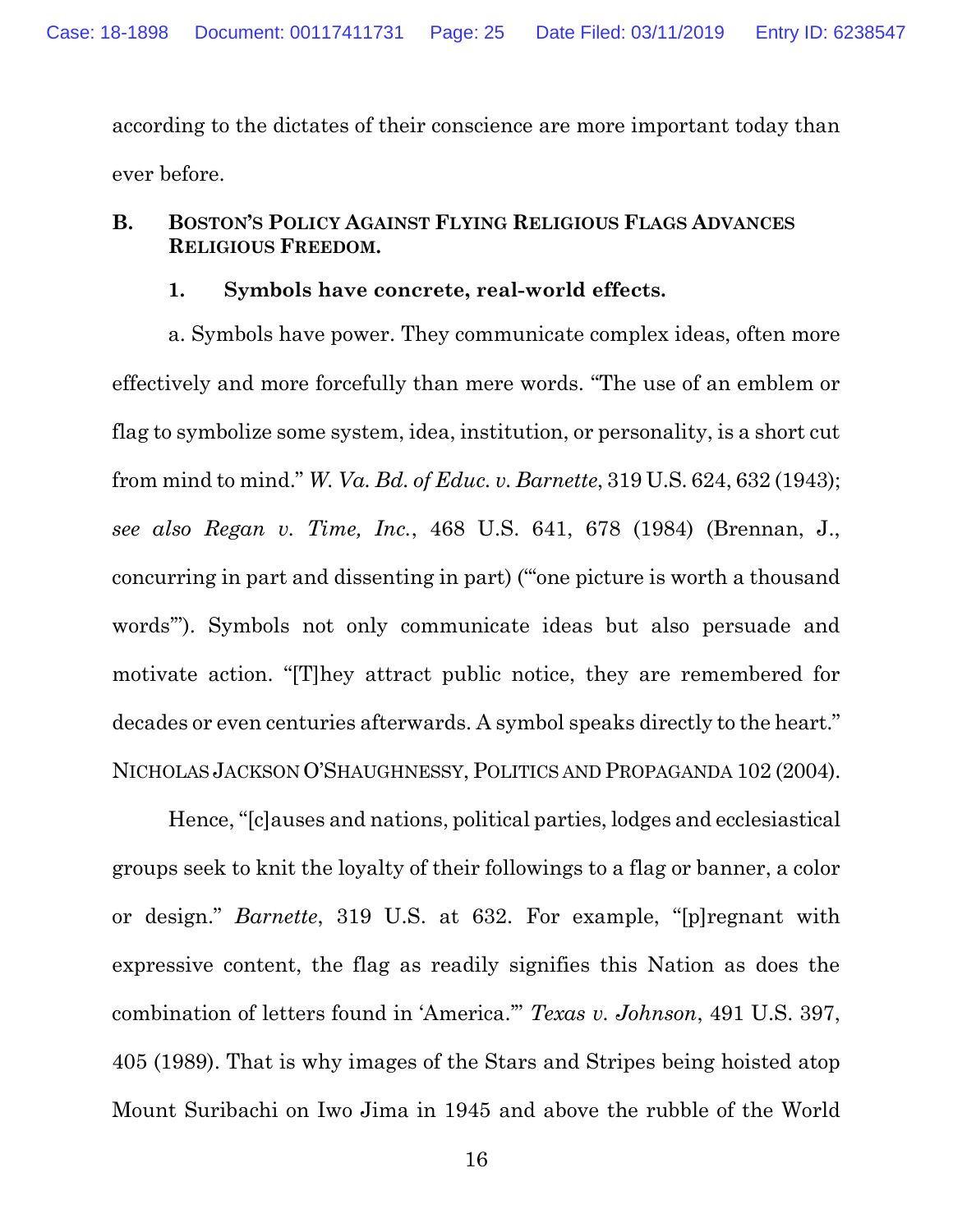according to the dictates of their conscience are more important today than ever before.

### B. Boston's Policy Against Flying Religious Flags Advances Religious Freedom.

#### 1. Symbols have concrete, real-world effects.

a. Symbols have power. They communicate complex ideas, often more effectively and more forcefully than mere words. "The use of an emblem or flag to symbolize some system, idea, institution, or personality, is a short cut from mind to mind." *W. Va. Bd. of Educ. v. Barnette*, 319 U.S. 624, 632 (1943); *see also Regan v. Time, Inc.*, 468 U.S. 641, 678 (1984) (Brennan, J., concurring in part and dissenting in part) ("'one picture is worth a thousand words'"). Symbols not only communicate ideas but also persuade and motivate action. "[T]hey attract public notice, they are remembered for decades or even centuries afterwards. A symbol speaks directly to the heart." NICHOLAS JACKSON O'SHAUGHNESSY, POLITICS AND PROPAGANDA 102 (2004).

Hence, "[c]auses and nations, political parties, lodges and ecclesiastical groups seek to knit the loyalty of their followings to a flag or banner, a color or design." *Barnette*, 319 U.S. at 632. For example, "[p]regnant with expressive content, the flag as readily signifies this Nation as does the combination of letters found in 'America.'" *Texas v. Johnson*, 491 U.S. 397, 405 (1989). That is why images of the Stars and Stripes being hoisted atop Mount Suribachi on Iwo Jima in 1945 and above the rubble of the World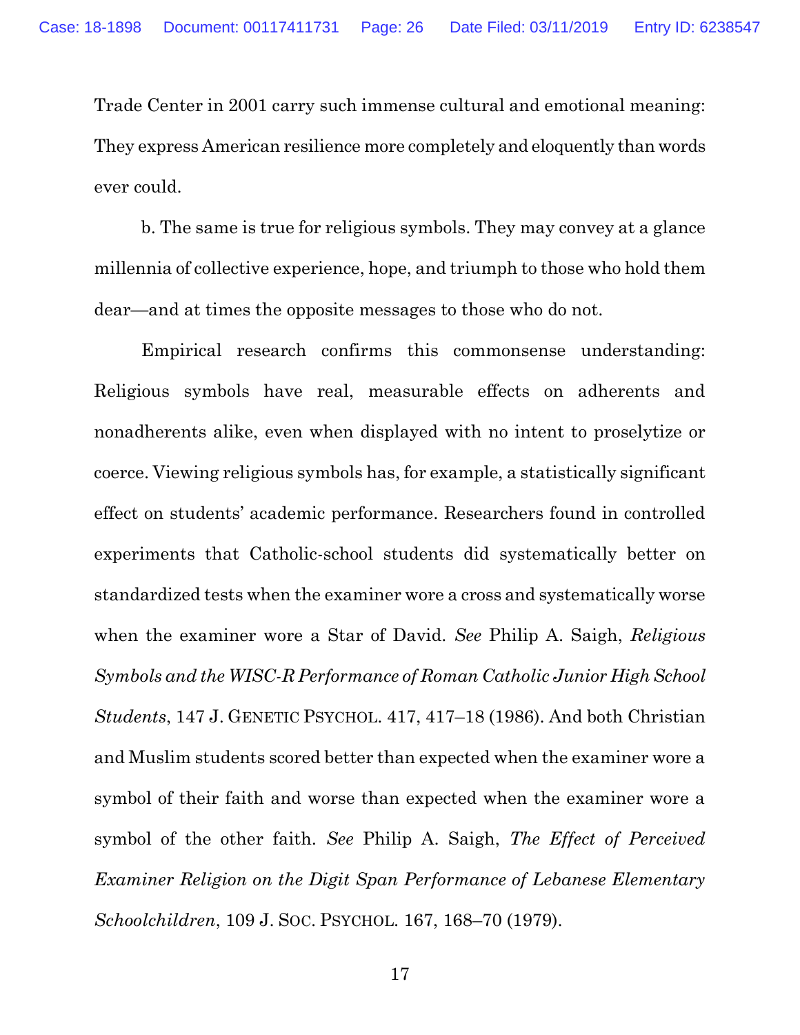Trade Center in 2001 carry such immense cultural and emotional meaning: They express American resilience more completely and eloquently than words ever could.

b. The same is true for religious symbols. They may convey at a glance millennia of collective experience, hope, and triumph to those who hold them dear—and at times the opposite messages to those who do not.

Empirical research confirms this commonsense understanding: Religious symbols have real, measurable effects on adherents and nonadherents alike, even when displayed with no intent to proselytize or coerce. Viewing religious symbols has, for example, a statistically significant effect on students' academic performance. Researchers found in controlled experiments that Catholic-school students did systematically better on standardized tests when the examiner wore a cross and systematically worse when the examiner wore a Star of David. *See* Philip A. Saigh, *Religious Symbols and the WISC-R Performance of Roman Catholic Junior High School Students*, 147 J. GENETIC PSYCHOL. 417, 417–18 (1986). And both Christian and Muslim students scored better than expected when the examiner wore a symbol of their faith and worse than expected when the examiner wore a symbol of the other faith. *See* Philip A. Saigh, *The Effect of Perceived Examiner Religion on the Digit Span Performance of Lebanese Elementary Schoolchildren*, 109 J. SOC. PSYCHOL. 167, 168–70 (1979).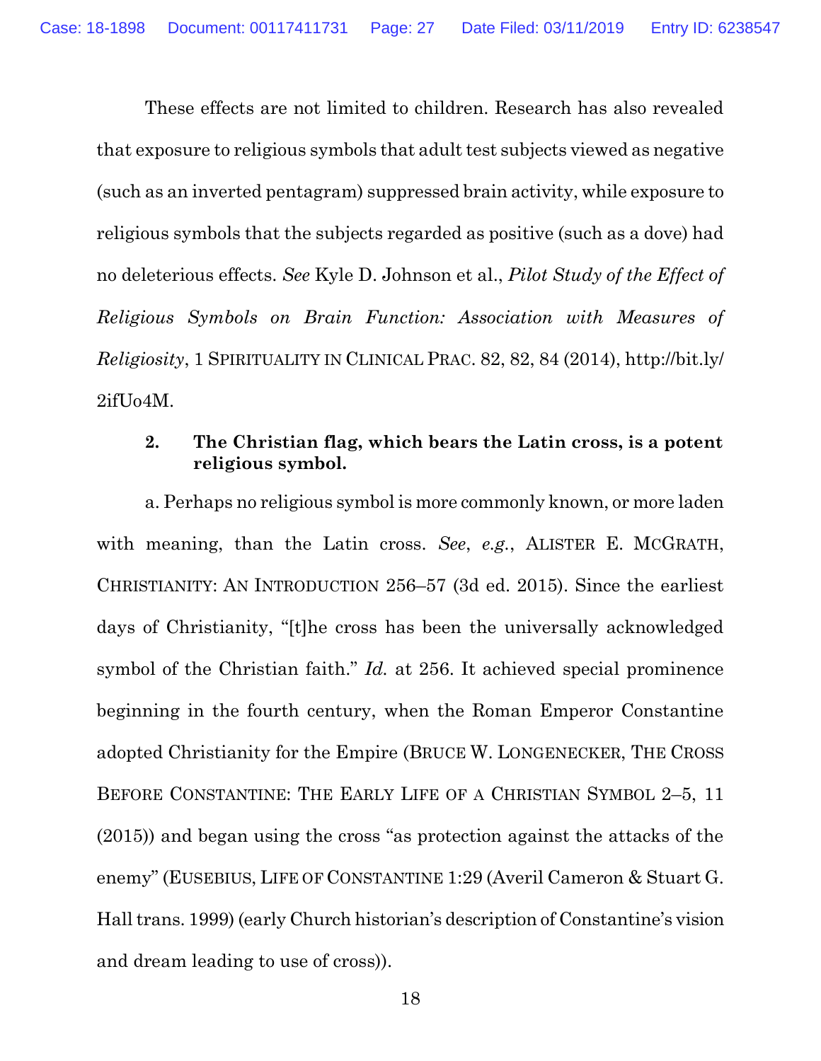These effects are not limited to children. Research has also revealed that exposure to religious symbols that adult test subjects viewed as negative (such as an inverted pentagram) suppressed brain activity, while exposure to religious symbols that the subjects regarded as positive (such as a dove) had no deleterious effects. *See* Kyle D. Johnson et al., *Pilot Study of the Effect of Religious Symbols on Brain Function: Association with Measures of Religiosity*, 1 SPIRITUALITY IN CLINICAL PRAC. 82, 82, 84 (2014), http://bit.ly/2ifUo4M.

**2. The Christian flag, which bears the Latin cross, is a potent religious symbol.**

a. Perhaps no religious symbol is more commonly known, or more laden with meaning, than the Latin cross. *See*, *e.g.*, ALISTER E. MCGRATH, CHRISTIANITY: AN INTRODUCTION 256–57 (3d ed. 2015). Since the earliest days of Christianity, "[t]he cross has been the universally acknowledged symbol of the Christian faith." *Id.* at 256. It achieved special prominence beginning in the fourth century, when the Roman Emperor Constantine adopted Christianity for the Empire (BRUCE W. LONGENECKER, THE CROSS BEFORE CONSTANTINE: THE EARLY LIFE OF A CHRISTIAN SYMBOL 2–5, 11 (2015)) and began using the cross "as protection against the attacks of the enemy" (EUSEBIUS, LIFE OF CONSTANTINE 1:29 (Averil Cameron & Stuart G. Hall trans. 1999) (early Church historian's description of Constantine's vision and dream leading to use of cross)).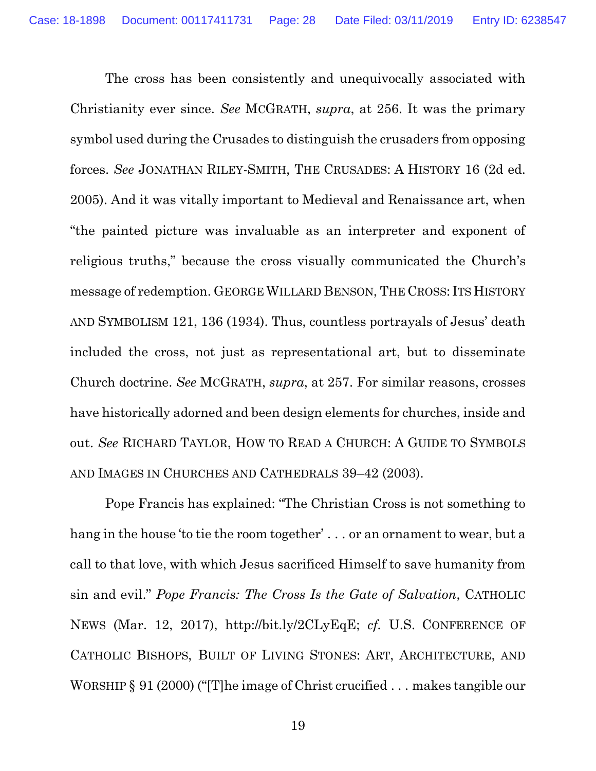The cross has been consistently and unequivocally associated with Christianity ever since. *See* MCGRATH, *supra*, at 256. It was the primary symbol used during the Crusades to distinguish the crusaders from opposing forces. *See* JONATHAN RILEY-SMITH, THE CRUSADES: A HISTORY 16 (2d ed. 2005). And it was vitally important to Medieval and Renaissance art, when "the painted picture was invaluable as an interpreter and exponent of religious truths," because the cross visually communicated the Church's message of redemption. GEORGE WILLARD BENSON, THE CROSS: ITS HISTORY AND SYMBOLISM 121, 136 (1934). Thus, countless portrayals of Jesus' death included the cross, not just as representational art, but to disseminate Church doctrine. *See* MCGRATH, *supra*, at 257. For similar reasons, crosses have historically adorned and been design elements for churches, inside and out. *See* RICHARD TAYLOR, HOW TO READ A CHURCH: A GUIDE TO SYMBOLS AND IMAGES IN CHURCHES AND CATHEDRALS 39–42 (2003).

Pope Francis has explained: "The Christian Cross is not something to hang in the house 'to tie the room together' . . . or an ornament to wear, but a call to that love, with which Jesus sacrificed Himself to save humanity from sin and evil." *Pope Francis: The Cross Is the Gate of Salvation*, CATHOLIC NEWS (Mar. 12, 2017), http://bit.ly/2CLyEqE; *cf.* U.S. CONFERENCE OF CATHOLIC BISHOPS, BUILT OF LIVING STONES: ART, ARCHITECTURE, AND WORSHIP § 91 (2000) ("[T]he image of Christ crucified . . . makes tangible our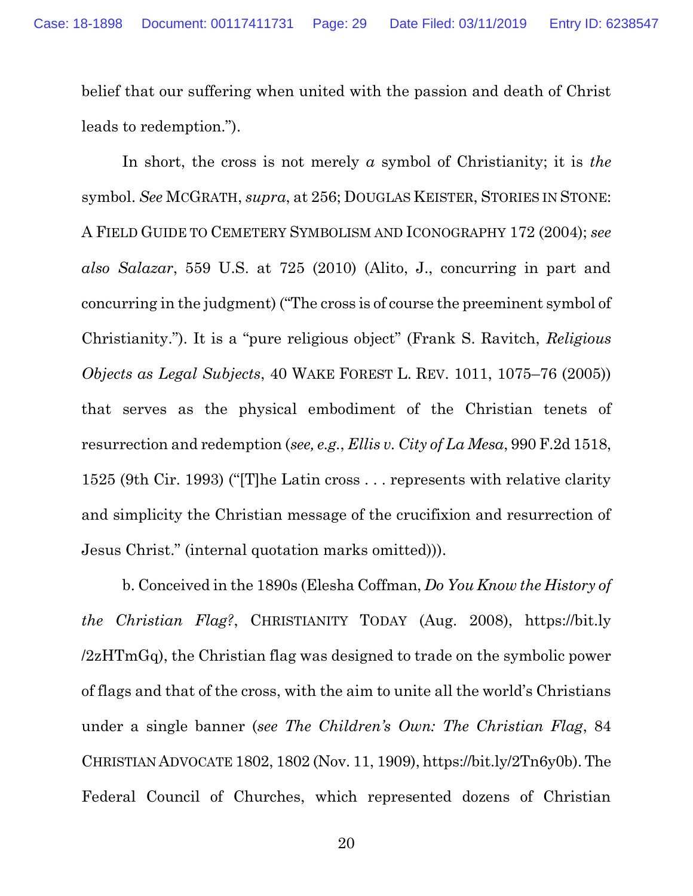belief that our suffering when united with the passion and death of Christ leads to redemption.").

In short, the cross is not merely *a* symbol of Christianity; it is *the* symbol. *See* MCGRATH, *supra*, at 256; DOUGLAS KEISTER, STORIES IN STONE: A FIELD GUIDE TO CEMETERY SYMBOLISM AND ICONOGRAPHY 172 (2004); *see also Salazar*, 559 U.S. at 725 (2010) (Alito, J., concurring in part and concurring in the judgment) ("The cross is of course the preeminent symbol of Christianity."). It is a "pure religious object" (Frank S. Ravitch, *Religious Objects as Legal Subjects*, 40 WAKE FOREST L. REV. 1011, 1075–76 (2005)) that serves as the physical embodiment of the Christian tenets of resurrection and redemption (*see, e.g.*, *Ellis v. City of La Mesa*, 990 F.2d 1518, 1525 (9th Cir. 1993) ("[T]he Latin cross . . . represents with relative clarity and simplicity the Christian message of the crucifixion and resurrection of Jesus Christ." (internal quotation marks omitted))).

b. Conceived in the 1890s (Elesha Coffman, *Do You Know the History of the Christian Flag?*, CHRISTIANITY TODAY (Aug. 2008), https://bit.ly/2zHTmGq), the Christian flag was designed to trade on the symbolic power of flags and that of the cross, with the aim to unite all the world's Christians under a single banner (*see The Children's Own: The Christian Flag*, 84 CHRISTIAN ADVOCATE 1802, 1802 (Nov. 11, 1909), https://bit.ly/2Tn6y0b). The Federal Council of Churches, which represented dozens of Christian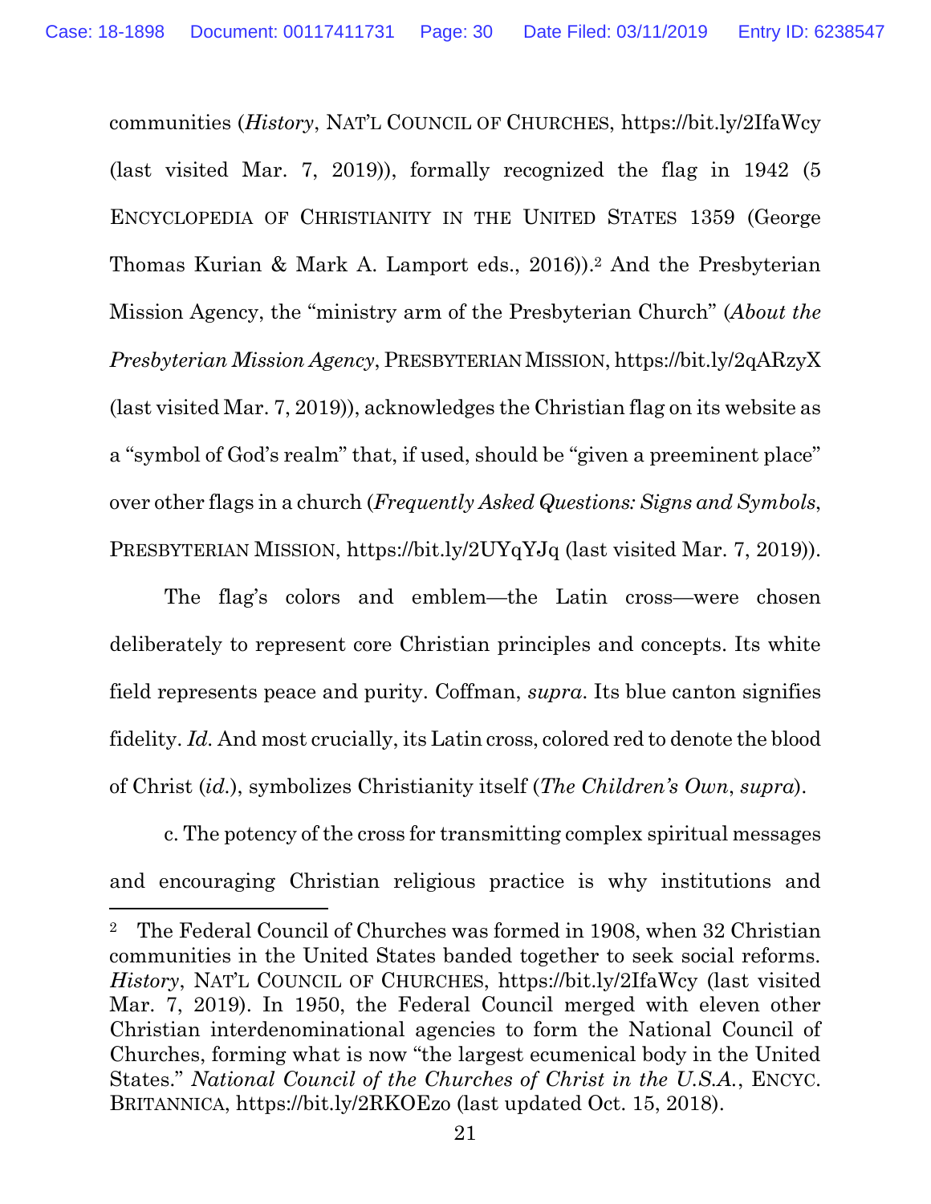communities (*History*, NAT'L COUNCIL OF CHURCHES, https://bit.ly/2IfaWcy (last visited Mar. 7, 2019)), formally recognized the flag in 1942 (5 ENCYCLOPEDIA OF CHRISTIANITY IN THE UNITED STATES 1359 (George Thomas Kurian & Mark A. Lamport eds., 2016)).[2] And the Presbyterian Mission Agency, the "ministry arm of the Presbyterian Church" (*About the Presbyterian Mission Agency*, PRESBYTERIAN MISSION, https://bit.ly/2qARzyX (last visited Mar. 7, 2019)), acknowledges the Christian flag on its website as a "symbol of God's realm" that, if used, should be "given a preeminent place" over other flags in a church (*Frequently Asked Questions: Signs and Symbols*, PRESBYTERIAN MISSION, https://bit.ly/2UYqYJq (last visited Mar. 7, 2019)).

The flag's colors and emblem—the Latin cross—were chosen deliberately to represent core Christian principles and concepts. Its white field represents peace and purity. Coffman, *supra*. Its blue canton signifies fidelity. *Id.* And most crucially, its Latin cross, colored red to denote the blood of Christ (*id.*), symbolizes Christianity itself (*The Children's Own*, *supra*).

c. The potency of the cross for transmitting complex spiritual messages and encouraging Christian religious practice is why institutions and

---

[2] The Federal Council of Churches was formed in 1908, when 32 Christian communities in the United States banded together to seek social reforms. *History*, NAT'L COUNCIL OF CHURCHES, https://bit.ly/2IfaWcy (last visited Mar. 7, 2019). In 1950, the Federal Council merged with eleven other Christian interdenominational agencies to form the National Council of Churches, forming what is now "the largest ecumenical body in the United States." *National Council of the Churches of Christ in the U.S.A.*, ENCYC. BRITANNICA, https://bit.ly/2RKOEzo (last updated Oct. 15, 2018).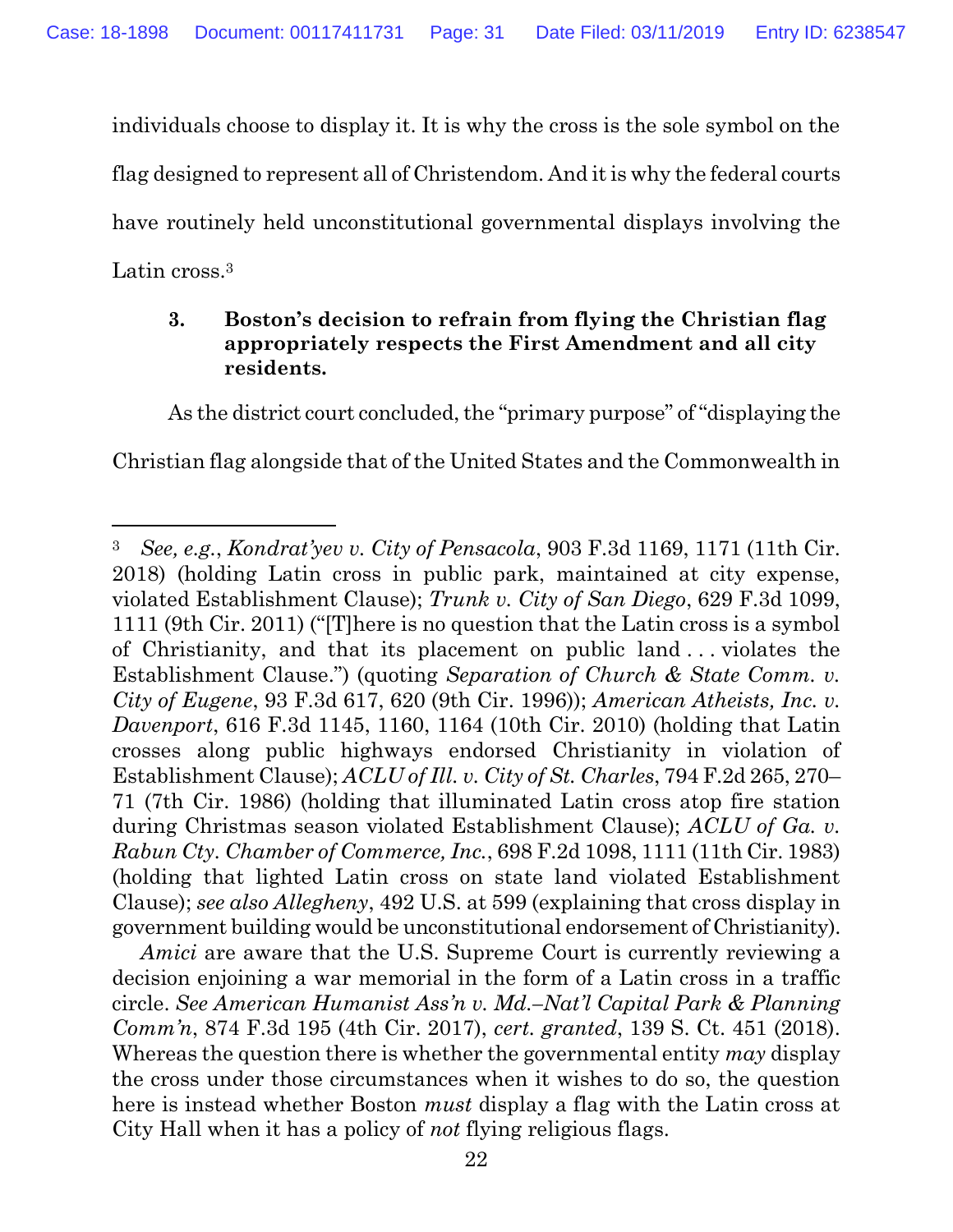individuals choose to display it. It is why the cross is the sole symbol on the flag designed to represent all of Christendom. And it is why the federal courts have routinely held unconstitutional governmental displays involving the Latin cross.[3]

### 3. Boston's decision to refrain from flying the Christian flag appropriately respects the First Amendment and all city residents.

As the district court concluded, the "primary purpose" of "displaying the Christian flag alongside that of the United States and the Commonwealth in

---

[3] *See, e.g.*, *Kondrat'yev v. City of Pensacola*, 903 F.3d 1169, 1171 (11th Cir. 2018) (holding Latin cross in public park, maintained at city expense, violated Establishment Clause); *Trunk v. City of San Diego*, 629 F.3d 1099, 1111 (9th Cir. 2011) ("[T]here is no question that the Latin cross is a symbol of Christianity, and that its placement on public land . . . violates the Establishment Clause.") (quoting *Separation of Church & State Comm. v. City of Eugene*, 93 F.3d 617, 620 (9th Cir. 1996)); *American Atheists, Inc. v. Davenport*, 616 F.3d 1145, 1160, 1164 (10th Cir. 2010) (holding that Latin crosses along public highways endorsed Christianity in violation of Establishment Clause); *ACLU of Ill. v. City of St. Charles*, 794 F.2d 265, 270–71 (7th Cir. 1986) (holding that illuminated Latin cross atop fire station during Christmas season violated Establishment Clause); *ACLU of Ga. v. Rabun Cty. Chamber of Commerce, Inc.*, 698 F.2d 1098, 1111 (11th Cir. 1983) (holding that lighted Latin cross on state land violated Establishment Clause); *see also Allegheny*, 492 U.S. at 599 (explaining that cross display in government building would be unconstitutional endorsement of Christianity).

*Amici* are aware that the U.S. Supreme Court is currently reviewing a decision enjoining a war memorial in the form of a Latin cross in a traffic circle. *See American Humanist Ass'n v. Md.–Nat'l Capital Park & Planning Comm'n*, 874 F.3d 195 (4th Cir. 2017), *cert. granted*, 139 S. Ct. 451 (2018). Whereas the question there is whether the governmental entity *may* display the cross under those circumstances when it wishes to do so, the question here is instead whether Boston *must* display a flag with the Latin cross at City Hall when it has a policy of *not* flying religious flags.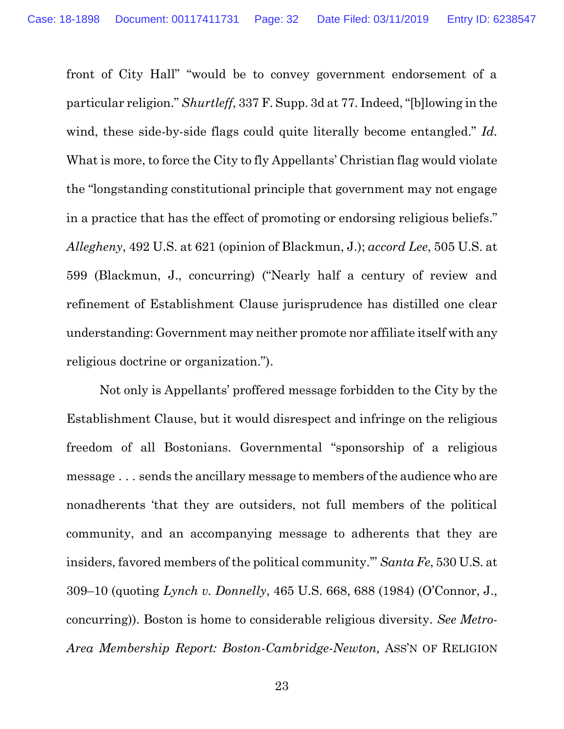front of City Hall" "would be to convey government endorsement of a particular religion." *Shurtleff*, 337 F. Supp. 3d at 77. Indeed, "[b]lowing in the wind, these side-by-side flags could quite literally become entangled." *Id.* What is more, to force the City to fly Appellants' Christian flag would violate the "longstanding constitutional principle that government may not engage in a practice that has the effect of promoting or endorsing religious beliefs." *Allegheny*, 492 U.S. at 621 (opinion of Blackmun, J.); *accord Lee*, 505 U.S. at 599 (Blackmun, J., concurring) ("Nearly half a century of review and refinement of Establishment Clause jurisprudence has distilled one clear understanding: Government may neither promote nor affiliate itself with any religious doctrine or organization.").

Not only is Appellants' proffered message forbidden to the City by the Establishment Clause, but it would disrespect and infringe on the religious freedom of all Bostonians. Governmental "sponsorship of a religious message . . . sends the ancillary message to members of the audience who are nonadherents 'that they are outsiders, not full members of the political community, and an accompanying message to adherents that they are insiders, favored members of the political community.'" *Santa Fe*, 530 U.S. at 309–10 (quoting *Lynch v. Donnelly*, 465 U.S. 668, 688 (1984) (O'Connor, J., concurring)). Boston is home to considerable religious diversity. *See Metro-Area Membership Report: Boston-Cambridge-Newton,* ASS'N OF RELIGION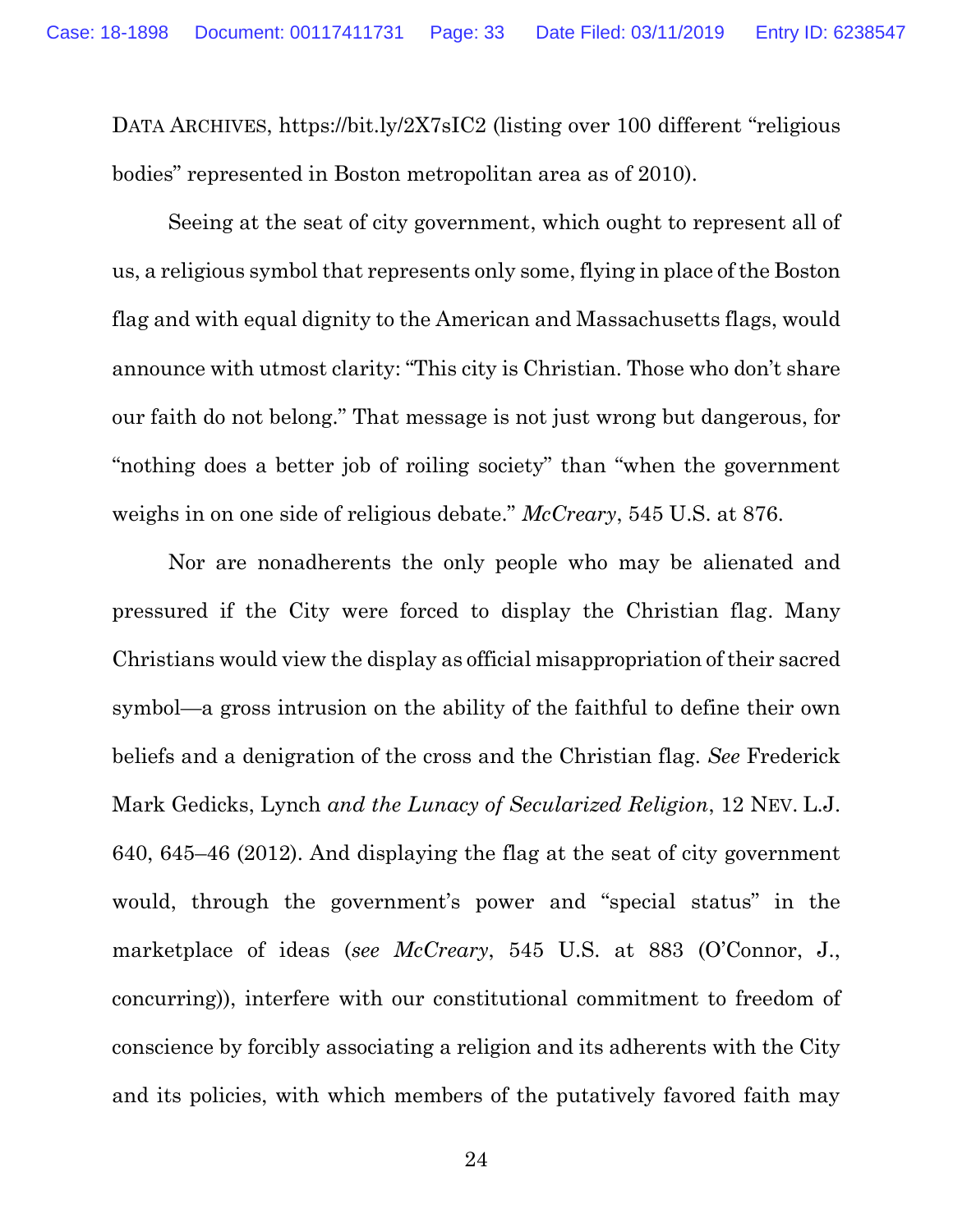DATA ARCHIVES, https://bit.ly/2X7sIC2 (listing over 100 different "religious bodies" represented in Boston metropolitan area as of 2010).

Seeing at the seat of city government, which ought to represent all of us, a religious symbol that represents only some, flying in place of the Boston flag and with equal dignity to the American and Massachusetts flags, would announce with utmost clarity: "This city is Christian. Those who don't share our faith do not belong." That message is not just wrong but dangerous, for "nothing does a better job of roiling society" than "when the government weighs in on one side of religious debate." *McCreary*, 545 U.S. at 876.

Nor are nonadherents the only people who may be alienated and pressured if the City were forced to display the Christian flag. Many Christians would view the display as official misappropriation of their sacred symbol—a gross intrusion on the ability of the faithful to define their own beliefs and a denigration of the cross and the Christian flag. *See* Frederick Mark Gedicks, Lynch *and the Lunacy of Secularized Religion*, 12 NEV. L.J. 640, 645–46 (2012). And displaying the flag at the seat of city government would, through the government's power and "special status" in the marketplace of ideas (*see McCreary*, 545 U.S. at 883 (O'Connor, J., concurring)), interfere with our constitutional commitment to freedom of conscience by forcibly associating a religion and its adherents with the City and its policies, with which members of the putatively favored faith may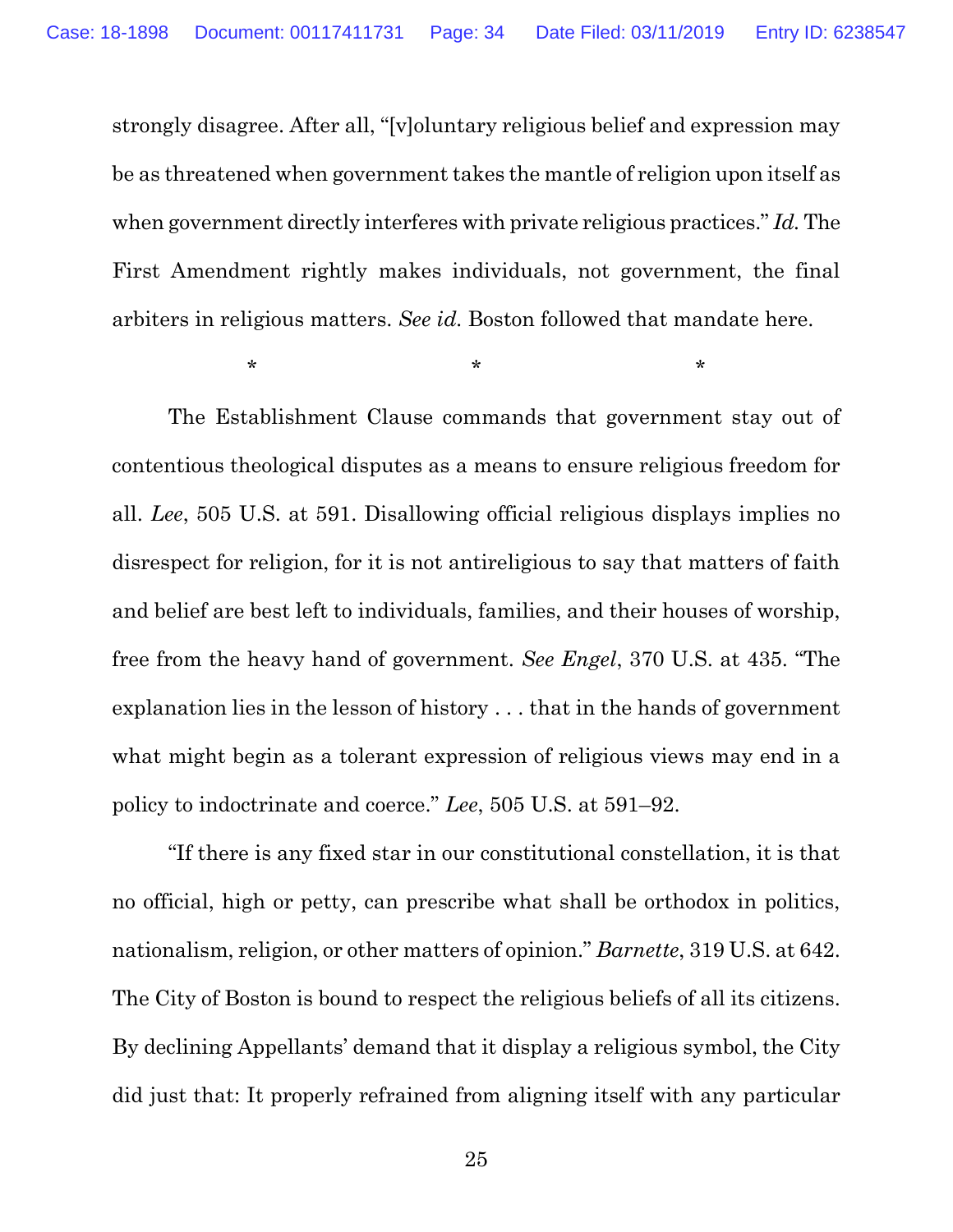strongly disagree. After all, "[v]oluntary religious belief and expression may be as threatened when government takes the mantle of religion upon itself as when government directly interferes with private religious practices." *Id.* The First Amendment rightly makes individuals, not government, the final arbiters in religious matters. *See id.* Boston followed that mandate here.

\* \* \*

The Establishment Clause commands that government stay out of contentious theological disputes as a means to ensure religious freedom for all. *Lee*, 505 U.S. at 591. Disallowing official religious displays implies no disrespect for religion, for it is not antireligious to say that matters of faith and belief are best left to individuals, families, and their houses of worship, free from the heavy hand of government. *See Engel*, 370 U.S. at 435. "The explanation lies in the lesson of history . . . that in the hands of government what might begin as a tolerant expression of religious views may end in a policy to indoctrinate and coerce." *Lee*, 505 U.S. at 591–92.

"If there is any fixed star in our constitutional constellation, it is that no official, high or petty, can prescribe what shall be orthodox in politics, nationalism, religion, or other matters of opinion." *Barnette*, 319 U.S. at 642. The City of Boston is bound to respect the religious beliefs of all its citizens. By declining Appellants' demand that it display a religious symbol, the City did just that: It properly refrained from aligning itself with any particular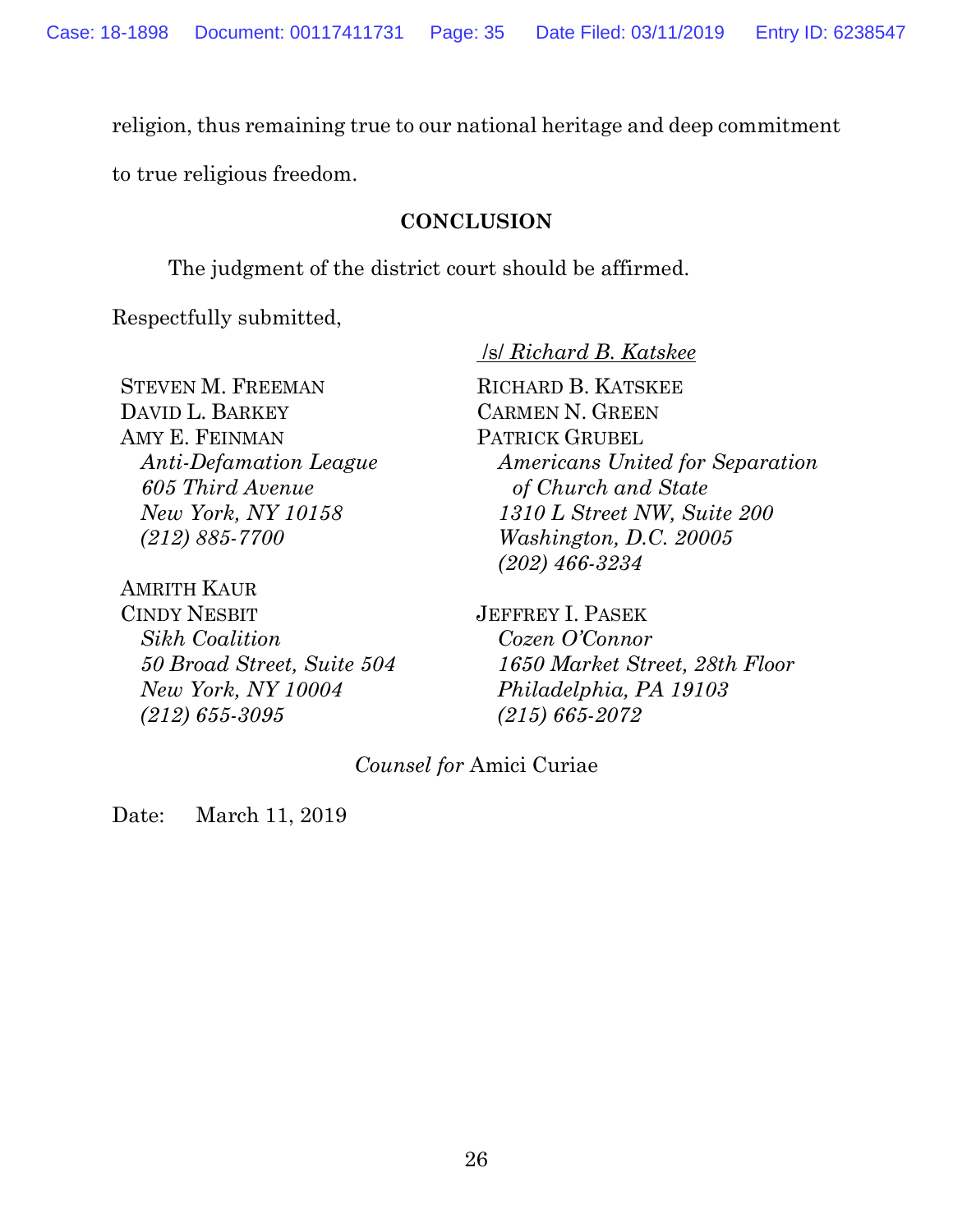religion, thus remaining true to our national heritage and deep commitment to true religious freedom.

## CONCLUSION

The judgment of the district court should be affirmed.

Respectfully submitted,

/s/ *Richard B. Katskee*

RICHARD B. KATSKEE
CARMEN N. GREEN
PATRICK GRUBEL
*Americans United for Separation of Church and State*
*1310 L Street NW, Suite 200*
*Washington, D.C. 20005*
*(202) 466-3234*

JEFFREY I. PASEK
*Cozen O'Connor*
*1650 Market Street, 28th Floor*
*Philadelphia, PA 19103*
*(215) 665-2072*

STEVEN M. FREEMAN
DAVID L. BARKEY
AMY E. FEINMAN
*Anti-Defamation League*
*605 Third Avenue*
*New York, NY 10158*
*(212) 885-7700*

AMRITH KAUR
CINDY NESBIT
*Sikh Coalition*
*50 Broad Street, Suite 504*
*New York, NY 10004*
*(212) 655-3095*

*Counsel for* Amici Curiae

Date: March 11, 2019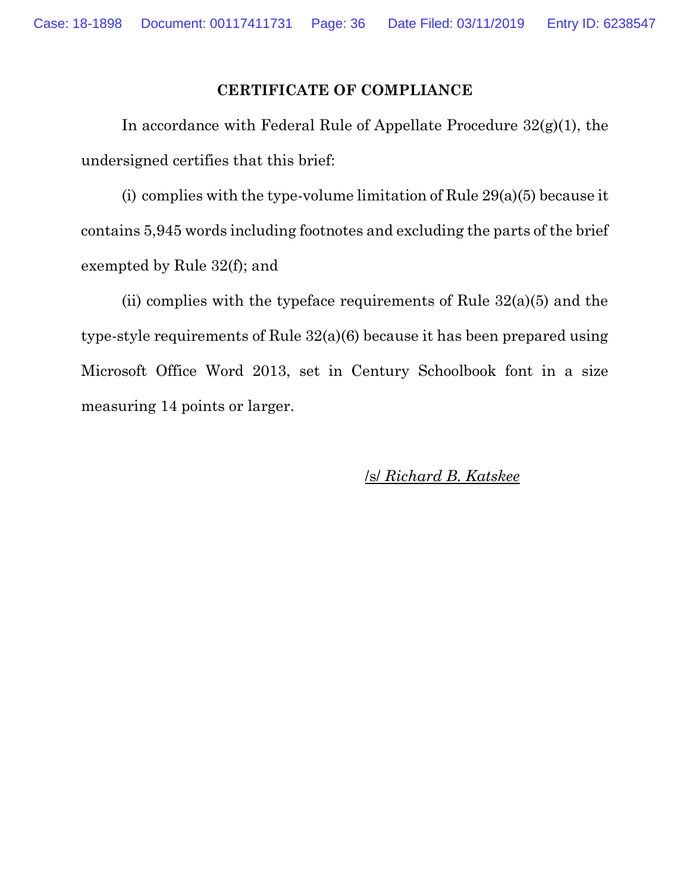## CERTIFICATE OF COMPLIANCE

In accordance with Federal Rule of Appellate Procedure 32(g)(1), the undersigned certifies that this brief:

(i) complies with the type-volume limitation of Rule 29(a)(5) because it contains 5,945 words including footnotes and excluding the parts of the brief exempted by Rule 32(f); and

(ii) complies with the typeface requirements of Rule 32(a)(5) and the type-style requirements of Rule 32(a)(6) because it has been prepared using Microsoft Office Word 2013, set in Century Schoolbook font in a size measuring 14 points or larger.

/s/ *Richard B. Katskee*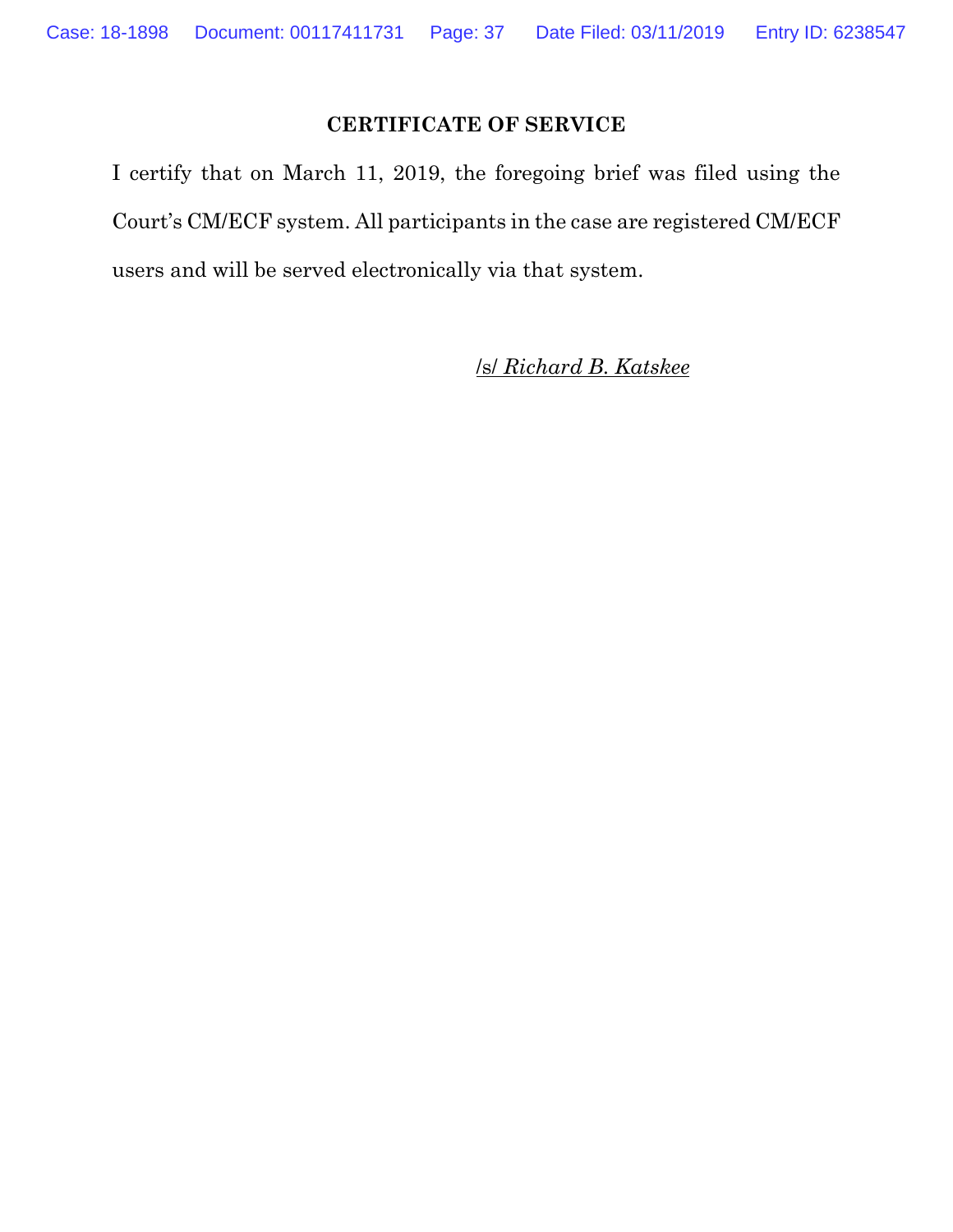## CERTIFICATE OF SERVICE

I certify that on March 11, 2019, the foregoing brief was filed using the Court's CM/ECF system. All participants in the case are registered CM/ECF users and will be served electronically via that system.

/s/ *Richard B. Katskee*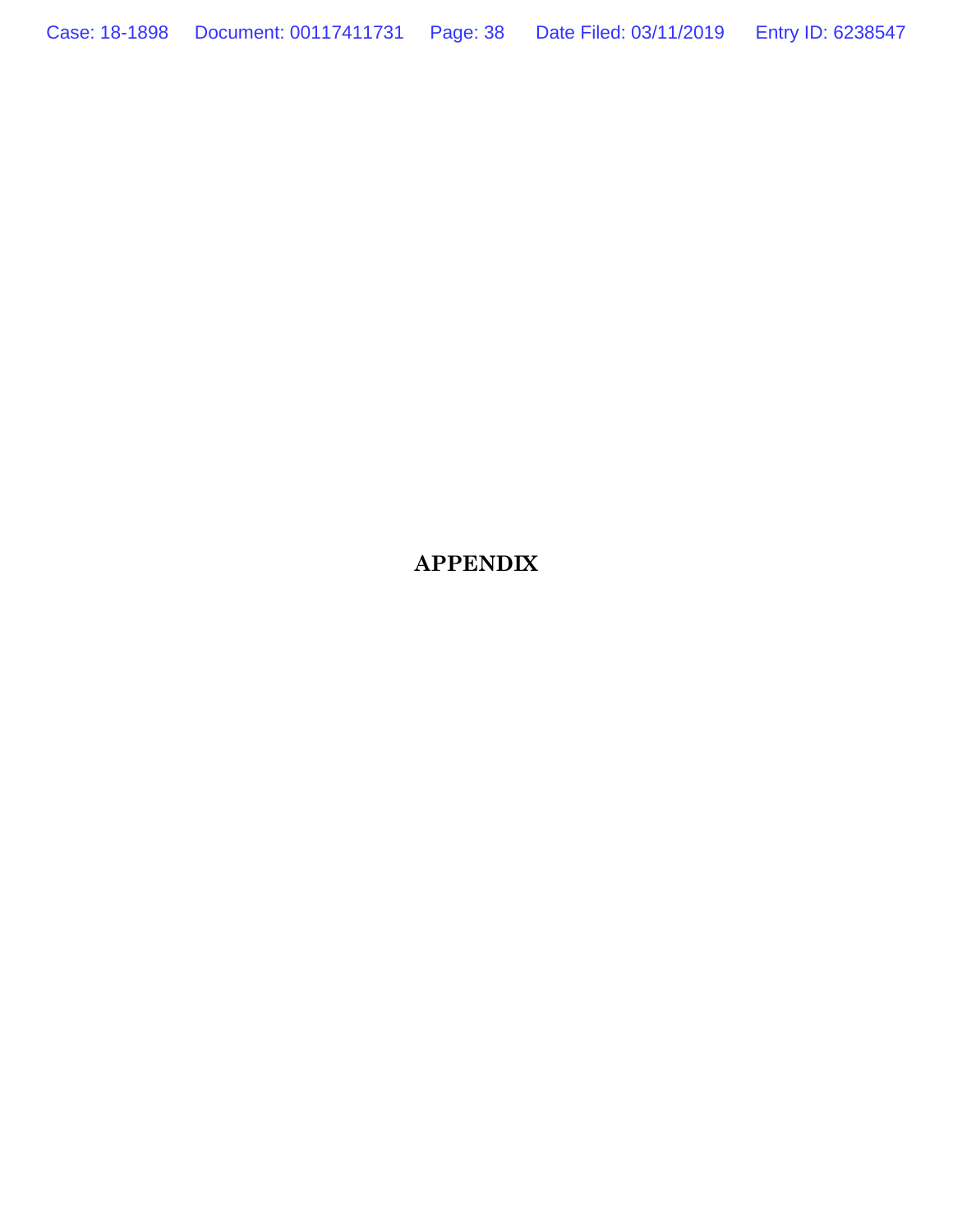# APPENDIX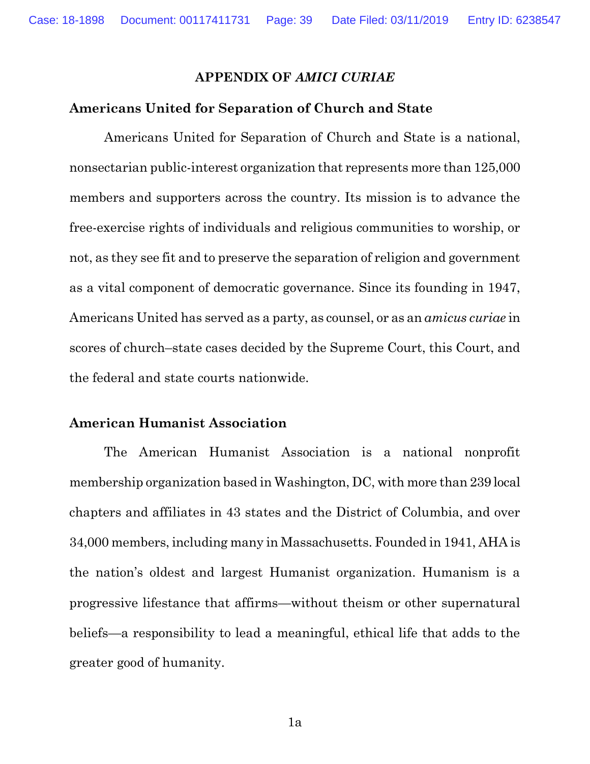**APPENDIX OF *AMICI CURIAE***

**Americans United for Separation of Church and State**

Americans United for Separation of Church and State is a national, nonsectarian public-interest organization that represents more than 125,000 members and supporters across the country. Its mission is to advance the free-exercise rights of individuals and religious communities to worship, or not, as they see fit and to preserve the separation of religion and government as a vital component of democratic governance. Since its founding in 1947, Americans United has served as a party, as counsel, or as an *amicus curiae* in scores of church–state cases decided by the Supreme Court, this Court, and the federal and state courts nationwide.

**American Humanist Association**

The American Humanist Association is a national nonprofit membership organization based in Washington, DC, with more than 239 local chapters and affiliates in 43 states and the District of Columbia, and over 34,000 members, including many in Massachusetts. Founded in 1941, AHA is the nation's oldest and largest Humanist organization. Humanism is a progressive lifestance that affirms—without theism or other supernatural beliefs—a responsibility to lead a meaningful, ethical life that adds to the greater good of humanity.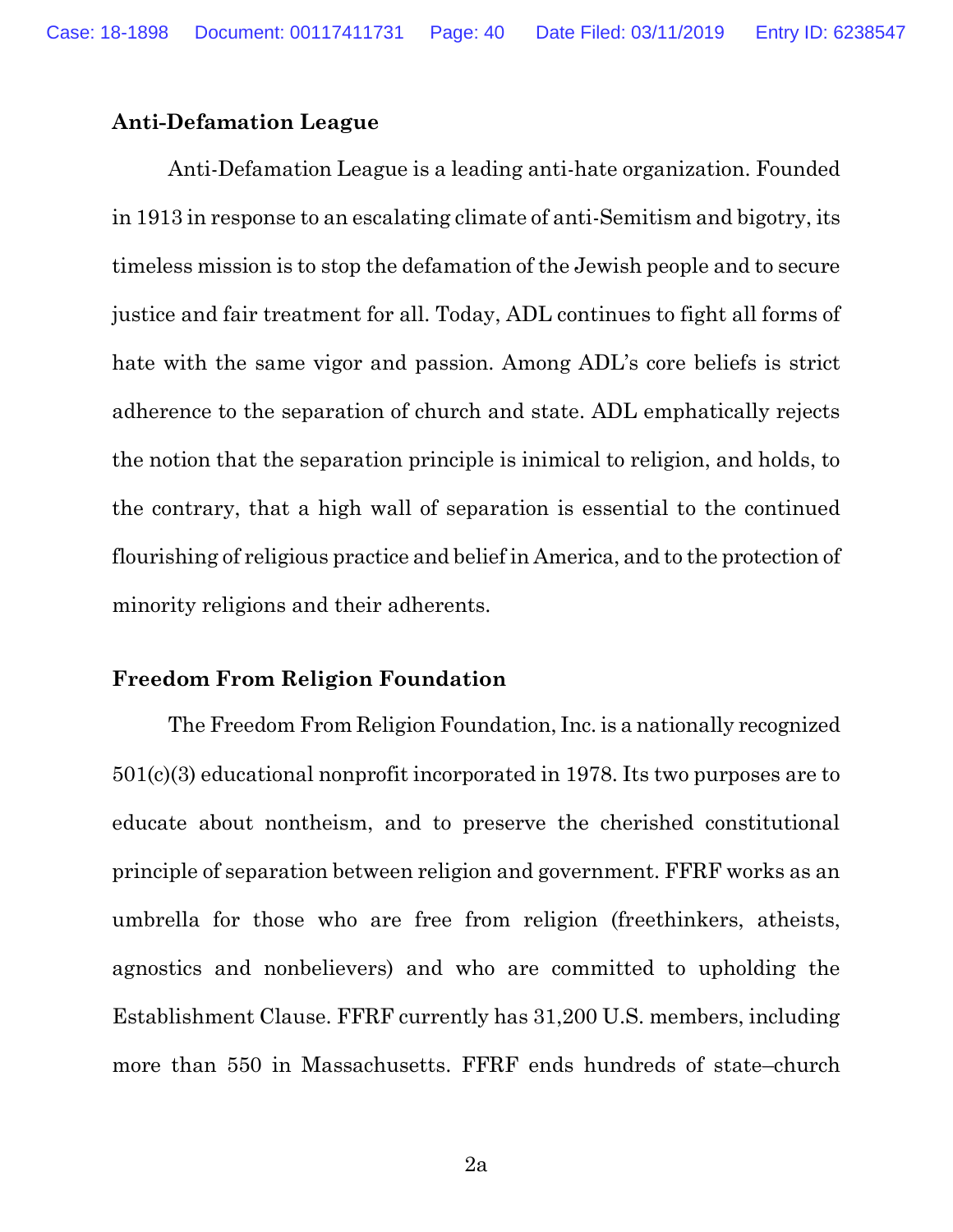**Anti-Defamation League**

Anti-Defamation League is a leading anti-hate organization. Founded in 1913 in response to an escalating climate of anti-Semitism and bigotry, its timeless mission is to stop the defamation of the Jewish people and to secure justice and fair treatment for all. Today, ADL continues to fight all forms of hate with the same vigor and passion. Among ADL's core beliefs is strict adherence to the separation of church and state. ADL emphatically rejects the notion that the separation principle is inimical to religion, and holds, to the contrary, that a high wall of separation is essential to the continued flourishing of religious practice and belief in America, and to the protection of minority religions and their adherents.

**Freedom From Religion Foundation**

The Freedom From Religion Foundation, Inc. is a nationally recognized 501(c)(3) educational nonprofit incorporated in 1978. Its two purposes are to educate about nontheism, and to preserve the cherished constitutional principle of separation between religion and government. FFRF works as an umbrella for those who are free from religion (freethinkers, atheists, agnostics and nonbelievers) and who are committed to upholding the Establishment Clause. FFRF currently has 31,200 U.S. members, including more than 550 in Massachusetts. FFRF ends hundreds of state–church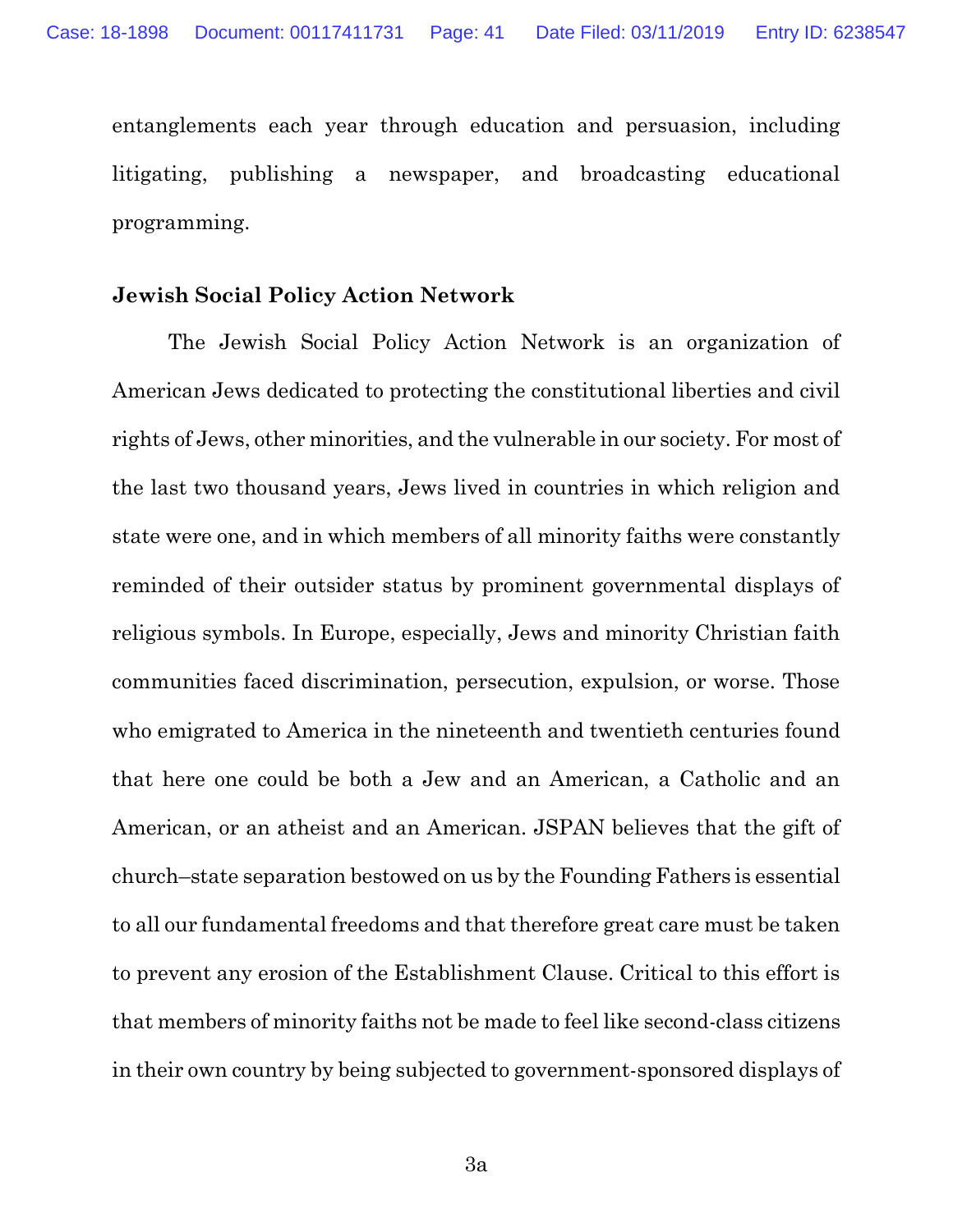entanglements each year through education and persuasion, including litigating, publishing a newspaper, and broadcasting educational programming.

**Jewish Social Policy Action Network**

The Jewish Social Policy Action Network is an organization of American Jews dedicated to protecting the constitutional liberties and civil rights of Jews, other minorities, and the vulnerable in our society. For most of the last two thousand years, Jews lived in countries in which religion and state were one, and in which members of all minority faiths were constantly reminded of their outsider status by prominent governmental displays of religious symbols. In Europe, especially, Jews and minority Christian faith communities faced discrimination, persecution, expulsion, or worse. Those who emigrated to America in the nineteenth and twentieth centuries found that here one could be both a Jew and an American, a Catholic and an American, or an atheist and an American. JSPAN believes that the gift of church–state separation bestowed on us by the Founding Fathers is essential to all our fundamental freedoms and that therefore great care must be taken to prevent any erosion of the Establishment Clause. Critical to this effort is that members of minority faiths not be made to feel like second-class citizens in their own country by being subjected to government-sponsored displays of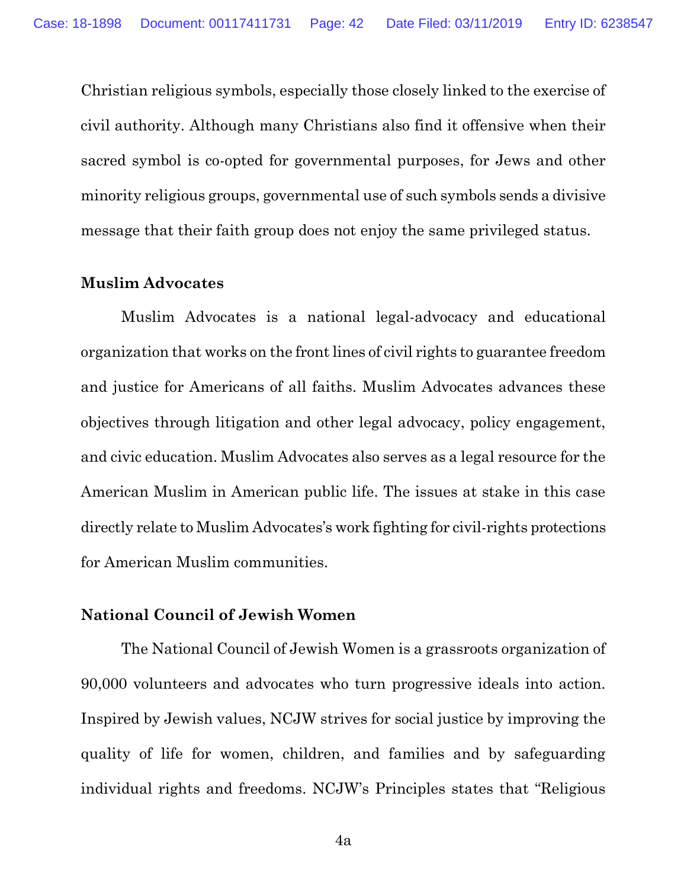Christian religious symbols, especially those closely linked to the exercise of civil authority. Although many Christians also find it offensive when their sacred symbol is co-opted for governmental purposes, for Jews and other minority religious groups, governmental use of such symbols sends a divisive message that their faith group does not enjoy the same privileged status.

**Muslim Advocates**

Muslim Advocates is a national legal-advocacy and educational organization that works on the front lines of civil rights to guarantee freedom and justice for Americans of all faiths. Muslim Advocates advances these objectives through litigation and other legal advocacy, policy engagement, and civic education. Muslim Advocates also serves as a legal resource for the American Muslim in American public life. The issues at stake in this case directly relate to Muslim Advocates's work fighting for civil-rights protections for American Muslim communities.

**National Council of Jewish Women**

The National Council of Jewish Women is a grassroots organization of 90,000 volunteers and advocates who turn progressive ideals into action. Inspired by Jewish values, NCJW strives for social justice by improving the quality of life for women, children, and families and by safeguarding individual rights and freedoms. NCJW's Principles states that "Religious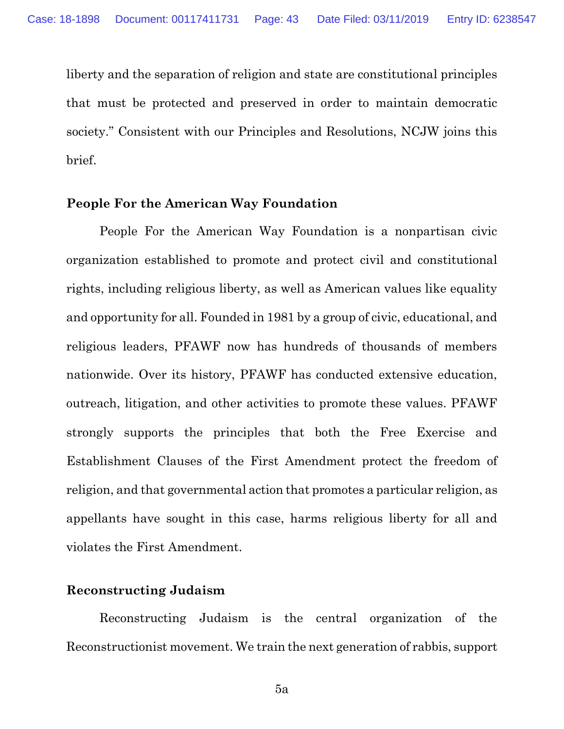liberty and the separation of religion and state are constitutional principles that must be protected and preserved in order to maintain democratic society." Consistent with our Principles and Resolutions, NCJW joins this brief.

**People For the American Way Foundation**

People For the American Way Foundation is a nonpartisan civic organization established to promote and protect civil and constitutional rights, including religious liberty, as well as American values like equality and opportunity for all. Founded in 1981 by a group of civic, educational, and religious leaders, PFAWF now has hundreds of thousands of members nationwide. Over its history, PFAWF has conducted extensive education, outreach, litigation, and other activities to promote these values. PFAWF strongly supports the principles that both the Free Exercise and Establishment Clauses of the First Amendment protect the freedom of religion, and that governmental action that promotes a particular religion, as appellants have sought in this case, harms religious liberty for all and violates the First Amendment.

**Reconstructing Judaism**

Reconstructing Judaism is the central organization of the Reconstructionist movement. We train the next generation of rabbis, support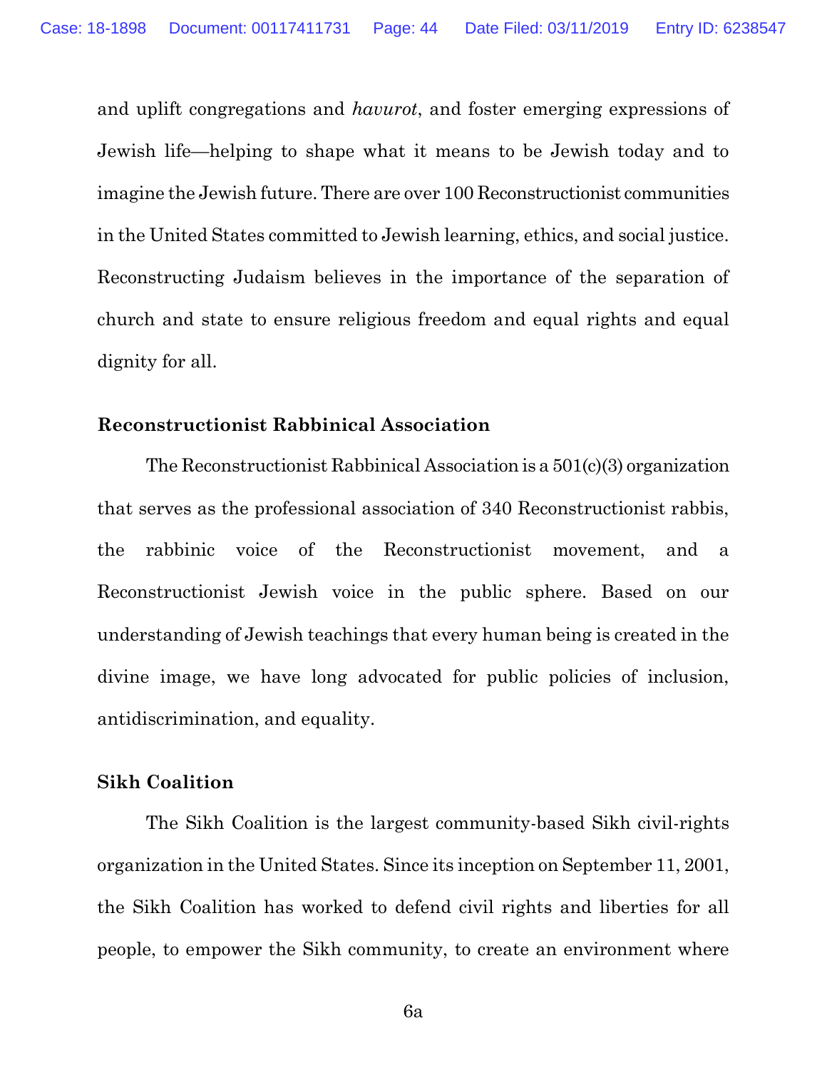and uplift congregations and *havurot*, and foster emerging expressions of Jewish life—helping to shape what it means to be Jewish today and to imagine the Jewish future. There are over 100 Reconstructionist communities in the United States committed to Jewish learning, ethics, and social justice. Reconstructing Judaism believes in the importance of the separation of church and state to ensure religious freedom and equal rights and equal dignity for all.

**Reconstructionist Rabbinical Association**

The Reconstructionist Rabbinical Association is a 501(c)(3) organization that serves as the professional association of 340 Reconstructionist rabbis, the rabbinic voice of the Reconstructionist movement, and a Reconstructionist Jewish voice in the public sphere. Based on our understanding of Jewish teachings that every human being is created in the divine image, we have long advocated for public policies of inclusion, antidiscrimination, and equality.

**Sikh Coalition**

The Sikh Coalition is the largest community-based Sikh civil-rights organization in the United States. Since its inception on September 11, 2001, the Sikh Coalition has worked to defend civil rights and liberties for all people, to empower the Sikh community, to create an environment where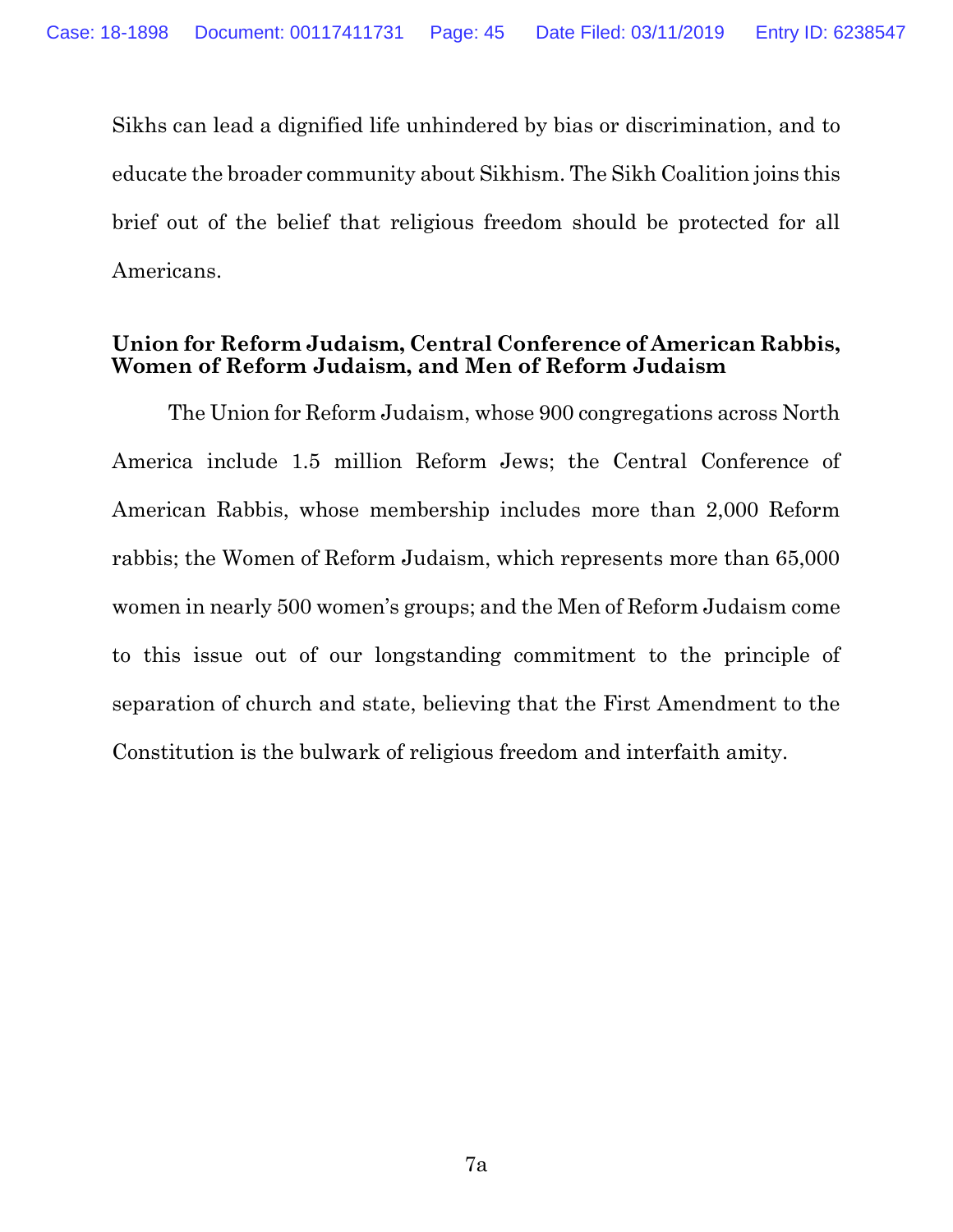Sikhs can lead a dignified life unhindered by bias or discrimination, and to educate the broader community about Sikhism. The Sikh Coalition joins this brief out of the belief that religious freedom should be protected for all Americans.

**Union for Reform Judaism, Central Conference of American Rabbis, Women of Reform Judaism, and Men of Reform Judaism**

The Union for Reform Judaism, whose 900 congregations across North America include 1.5 million Reform Jews; the Central Conference of American Rabbis, whose membership includes more than 2,000 Reform rabbis; the Women of Reform Judaism, which represents more than 65,000 women in nearly 500 women's groups; and the Men of Reform Judaism come to this issue out of our longstanding commitment to the principle of separation of church and state, believing that the First Amendment to the Constitution is the bulwark of religious freedom and interfaith amity.